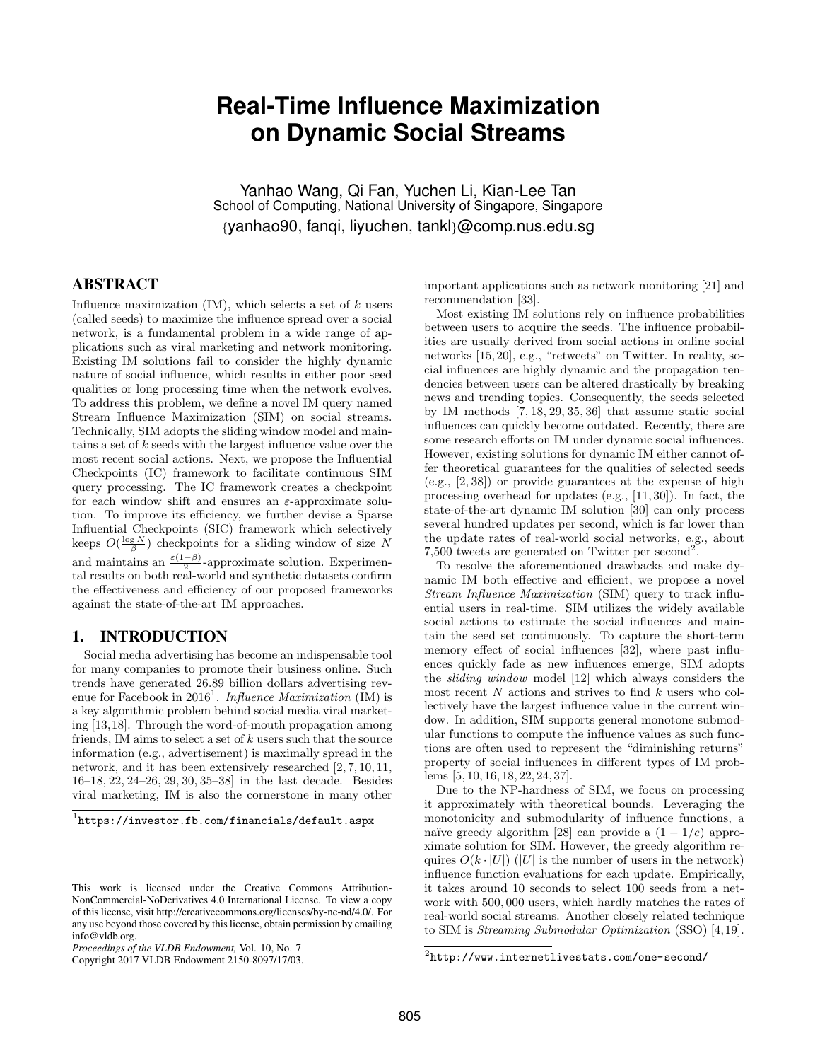# Real-Time Influence Maximization on Dynamic Social Streams

Yanhao Wang, Qi Fan, Yuchen Li, Kian-Lee Tan
School of Computing, National University of Singapore, Singapore
{yanhao90, fanqi, liyuchen, tankl}@comp.nus.edu.sg

## ABSTRACT

Influence maximization (IM), which selects a set of $k$ users (called seeds) to maximize the influence spread over a social network, is a fundamental problem in a wide range of applications such as viral marketing and network monitoring. Existing IM solutions fail to consider the highly dynamic nature of social influence, which results in either poor seed qualities or long processing time when the network evolves. To address this problem, we define a novel IM query named Stream Influence Maximization (SIM) on social streams. Technically, SIM adopts the sliding window model and maintains a set of $k$ seeds with the largest influence value over the most recent social actions. Next, we propose the Influential Checkpoints (IC) framework to facilitate continuous SIM query processing. The IC framework creates a checkpoint for each window shift and ensures an $\varepsilon$-approximate solution. To improve its efficiency, we further devise a Sparse Influential Checkpoints (SIC) framework which selectively keeps $O(\frac{\log N}{\beta})$ checkpoints for a sliding window of size $N$ and maintains an $\frac{\varepsilon(1-\beta)}{2}$-approximate solution. Experimental results on both real-world and synthetic datasets confirm the effectiveness and efficiency of our proposed frameworks against the state-of-the-art IM approaches.

## 1. INTRODUCTION

Social media advertising has become an indispensable tool for many companies to promote their business online. Such trends have generated 26.89 billion dollars advertising revenue for Facebook in 2016[1]. *Influence Maximization* (IM) is a key algorithmic problem behind social media viral marketing [13,18]. Through the word-of-mouth propagation among friends, IM aims to select a set of $k$ users such that the source information (e.g., advertisement) is maximally spread in the network, and it has been extensively researched [2,7,10,11,16–18,22,24–26,29,30,35–38] in the last decade. Besides viral marketing, IM is also the cornerstone in many other important applications such as network monitoring [21] and recommendation [33].

Most existing IM solutions rely on influence probabilities between users to acquire the seeds. The influence probabilities are usually derived from social actions in online social networks [15,20], e.g., "retweets" on Twitter. In reality, social influences are highly dynamic and the propagation tendencies between users can be altered drastically by breaking news and trending topics. Consequently, the seeds selected by IM methods [7,18,29,35,36] that assume static social influences can quickly become outdated. Recently, there are some research efforts on IM under dynamic social influences. However, existing solutions for dynamic IM either cannot offer theoretical guarantees for the qualities of selected seeds (e.g., [2,38]) or provide guarantees at the expense of high processing overhead for updates (e.g., [11,30]). In fact, the state-of-the-art dynamic IM solution [30] can only process several hundred updates per second, which is far lower than the update rates of real-world social networks, e.g., about 7,500 tweets are generated on Twitter per second[2].

To resolve the aforementioned drawbacks and make dynamic IM both effective and efficient, we propose a novel *Stream Influence Maximization* (SIM) query to track influential users in real-time. SIM utilizes the widely available social actions to estimate the social influences and maintain the seed set continuously. To capture the short-term memory effect of social influences [32], where past influences quickly fade as new influences emerge, SIM adopts the *sliding window* model [12] which always considers the most recent $N$ actions and strives to find $k$ users who collectively have the largest influence value in the current window. In addition, SIM supports general monotone submodular functions to compute the influence values as such functions are often used to represent the "diminishing returns" property of social influences in different types of IM problems [5,10,16,18,22,24,37].

Due to the NP-hardness of SIM, we focus on processing it approximately with theoretical bounds. Leveraging the monotonicity and submodularity of influence functions, a naïve greedy algorithm [28] can provide a $(1-1/e)$ approximate solution for SIM. However, the greedy algorithm requires $O(k \cdot |U|)$ ($|U|$ is the number of users in the network) influence function evaluations for each update. Empirically, it takes around 10 seconds to select 100 seeds from a network with 500,000 users, which hardly matches the rates of real-world social streams. Another closely related technique to SIM is *Streaming Submodular Optimization* (SSO) [4,19].

[1] https://investor.fb.com/financials/default.aspx

[2] http://www.internetlivestats.com/one-second/

This work is licensed under the Creative Commons Attribution-NonCommercial-NoDerivatives 4.0 International License. To view a copy of this license, visit http://creativecommons.org/licenses/by-nc-nd/4.0/. For any use beyond those covered by this license, obtain permission by emailing info@vldb.org.
*Proceedings of the VLDB Endowment,* Vol. 10, No. 7
Copyright 2017 VLDB Endowment 2150-8097/17/03.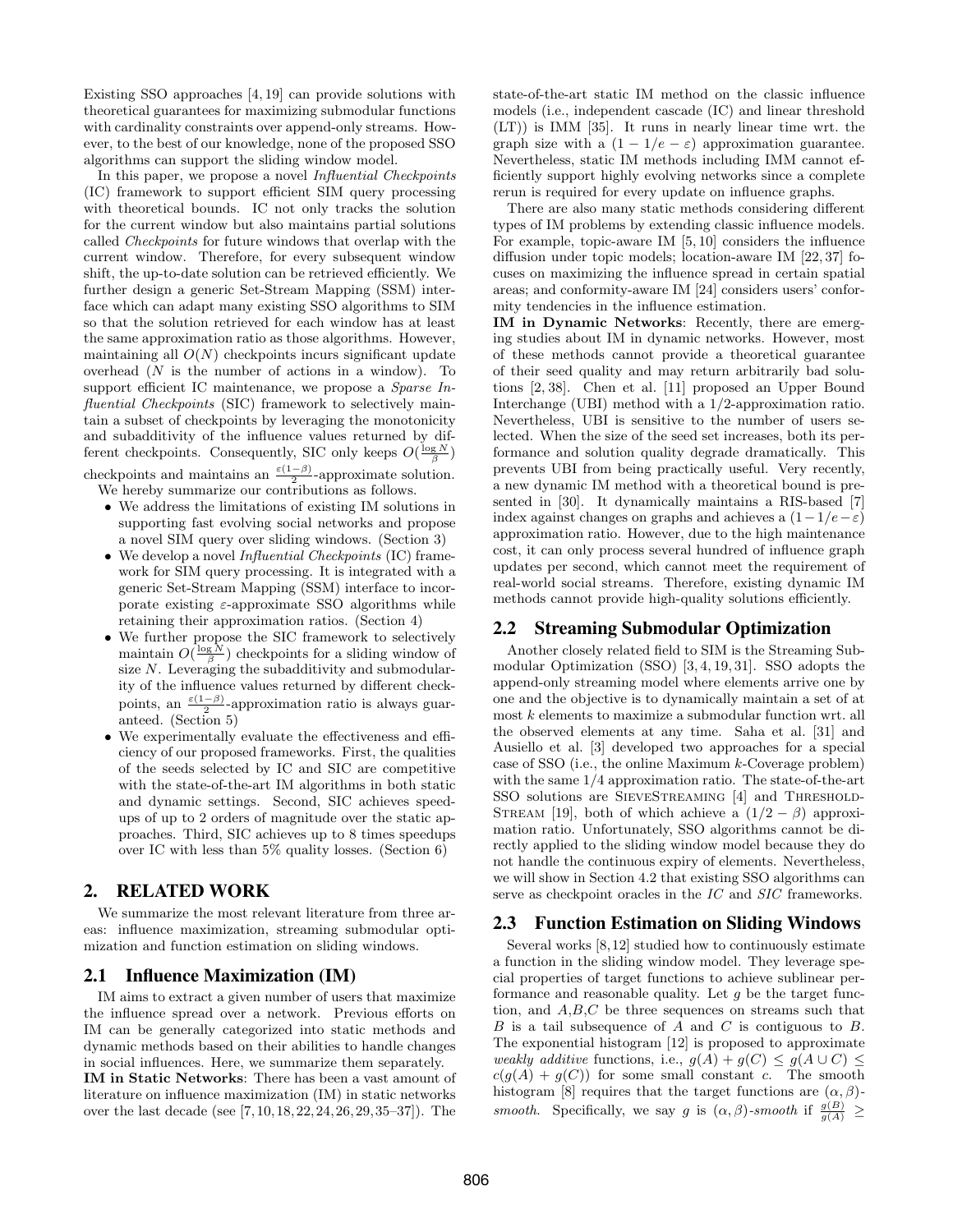Existing SSO approaches [4, 19] can provide solutions with theoretical guarantees for maximizing submodular functions with cardinality constraints over append-only streams. However, to the best of our knowledge, none of the proposed SSO algorithms can support the sliding window model.

In this paper, we propose a novel *Influential Checkpoints* (IC) framework to support efficient SIM query processing with theoretical bounds. IC not only tracks the solution for the current window but also maintains partial solutions called *Checkpoints* for future windows that overlap with the current window. Therefore, for every subsequent window shift, the up-to-date solution can be retrieved efficiently. We further design a generic Set-Stream Mapping (SSM) interface which can adapt many existing SSO algorithms to SIM so that the solution retrieved for each window has at least the same approximation ratio as those algorithms. However, maintaining all $O(N)$ checkpoints incurs significant update overhead ($N$ is the number of actions in a window). To support efficient IC maintenance, we propose a *Sparse Influential Checkpoints* (SIC) framework to selectively maintain a subset of checkpoints by leveraging the monotonicity and subadditivity of the influence values returned by different checkpoints. Consequently, SIC only keeps $O(\frac{\log N}{\beta})$ checkpoints and maintains an $\frac{\varepsilon(1-\beta)}{2}$-approximate solution.

We hereby summarize our contributions as follows.

- We address the limitations of existing IM solutions in supporting fast evolving social networks and propose a novel SIM query over sliding windows. (Section 3)
- We develop a novel *Influential Checkpoints* (IC) framework for SIM query processing. It is integrated with a generic Set-Stream Mapping (SSM) interface to incorporate existing $\varepsilon$-approximate SSO algorithms while retaining their approximation ratios. (Section 4)
- We further propose the SIC framework to selectively maintain $O(\frac{\log N}{\beta})$ checkpoints for a sliding window of size $N$. Leveraging the subadditivity and submodularity of the influence values returned by different checkpoints, an $\frac{\varepsilon(1-\beta)}{2}$-approximation ratio is always guaranteed. (Section 5)
- We experimentally evaluate the effectiveness and efficiency of our proposed frameworks. First, the qualities of the seeds selected by IC and SIC are competitive with the state-of-the-art IM algorithms in both static and dynamic settings. Second, SIC achieves speedups of up to 2 orders of magnitude over the static approaches. Third, SIC achieves up to 8 times speedups over IC with less than 5% quality losses. (Section 6)

## 2. RELATED WORK

We summarize the most relevant literature from three areas: influence maximization, streaming submodular optimization and function estimation on sliding windows.

### 2.1 Influence Maximization (IM)

IM aims to extract a given number of users that maximize the influence spread over a network. Previous efforts on IM can be generally categorized into static methods and dynamic methods based on their abilities to handle changes in social influences. Here, we summarize them separately.

**IM in Static Networks**: There has been a vast amount of literature on influence maximization (IM) in static networks over the last decade (see [7, 10, 18, 22, 24, 26, 29, 35–37]). The state-of-the-art static IM method on the classic influence models (i.e., independent cascade (IC) and linear threshold (LT)) is IMM [35]. It runs in nearly linear time wrt. the graph size with a $(1-1/e-\varepsilon)$ approximation guarantee. Nevertheless, static IM methods including IMM cannot efficiently support highly evolving networks since a complete rerun is required for every update on influence graphs.

There are also many static methods considering different types of IM problems by extending classic influence models. For example, topic-aware IM [5, 10] considers the influence diffusion under topic models; location-aware IM [22, 37] focuses on maximizing the influence spread in certain spatial areas; and conformity-aware IM [24] considers users' conformity tendencies in the influence estimation.

**IM in Dynamic Networks**: Recently, there are emerging studies about IM in dynamic networks. However, most of these methods cannot provide a theoretical guarantee of their seed quality and may return arbitrarily bad solutions [2, 38]. Chen et al. [11] proposed an Upper Bound Interchange (UBI) method with a 1/2-approximation ratio. Nevertheless, UBI is sensitive to the number of users selected. When the size of the seed set increases, both its performance and solution quality degrade dramatically. This prevents UBI from being practically useful. Very recently, a new dynamic IM method with a theoretical bound is presented in [30]. It dynamically maintains a RIS-based [7] index against changes on graphs and achieves a $(1-1/e-\varepsilon)$ approximation ratio. However, due to the high maintenance cost, it can only process several hundred of influence graph updates per second, which cannot meet the requirement of real-world social streams. Therefore, existing dynamic IM methods cannot provide high-quality solutions efficiently.

### 2.2 Streaming Submodular Optimization

Another closely related field to SIM is the Streaming Submodular Optimization (SSO) [3, 4, 19, 31]. SSO adopts the append-only streaming model where elements arrive one by one and the objective is to dynamically maintain a set of at most $k$ elements to maximize a submodular function wrt. all the observed elements at any time. Saha et al. [31] and Ausiello et al. [3] developed two approaches for a special case of SSO (i.e., the online Maximum $k$-Coverage problem) with the same 1/4 approximation ratio. The state-of-the-art SSO solutions are SieveStreaming [4] and ThresholdStream [19], both of which achieve a $(1/2-\beta)$ approximation ratio. Unfortunately, SSO algorithms cannot be directly applied to the sliding window model because they do not handle the continuous expiry of elements. Nevertheless, we will show in Section 4.2 that existing SSO algorithms can serve as checkpoint oracles in the *IC* and *SIC* frameworks.

### 2.3 Function Estimation on Sliding Windows

Several works [8, 12] studied how to continuously estimate a function in the sliding window model. They leverage special properties of target functions to achieve sublinear performance and reasonable quality. Let $g$ be the target function, and $A$,$B$,$C$ be three sequences on streams such that $B$ is a tail subsequence of $A$ and $C$ is contiguous to $B$. The exponential histogram [12] is proposed to approximate *weakly additive* functions, i.e., $g(A)+g(C) \leq g(A \cup C) \leq c(g(A)+g(C))$ for some small constant $c$. The smooth histogram [8] requires that the target functions are $(\alpha,\beta)$-*smooth*. Specifically, we say $g$ is $(\alpha,\beta)$-*smooth* if $\frac{g(B)}{g(A)} \geq$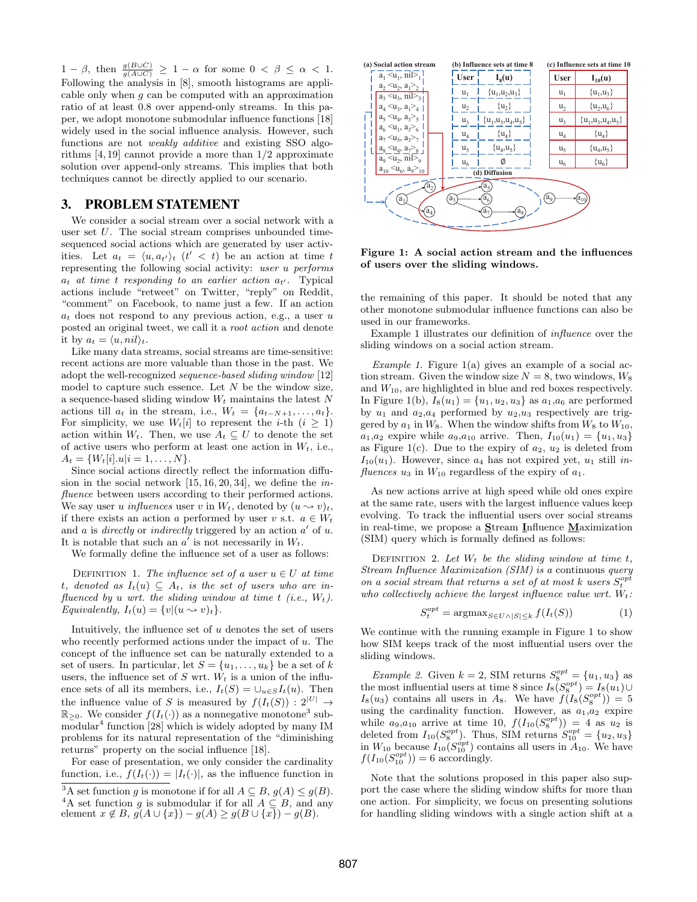$1-\beta$, then $\frac{g(B \cup C)}{g(A \cup C)} \geq 1-\alpha$ for some $0 < \beta \leq \alpha < 1$. Following the analysis in [8], smooth histograms are applicable only when $g$ can be computed with an approximation ratio of at least 0.8 over append-only streams. In this paper, we adopt monotone submodular influence functions [18] widely used in the social influence analysis. However, such functions are not *weakly additive* and existing SSO algorithms [4, 19] cannot provide a more than 1/2 approximate solution over append-only streams. This implies that both techniques cannot be directly applied to our scenario.

# 3. PROBLEM STATEMENT

We consider a social stream over a social network with a user set $U$. The social stream comprises unbounded time-sequenced social actions which are generated by user activities. Let $a_t = \langle u, a_{t'} \rangle_t$ ($t' < t$) be an action at time $t$ representing the following social activity: *user $u$ performs $a_t$ at time $t$ responding to an earlier action $a_{t'}$*. Typical actions include "retweet" on Twitter, "reply" on Reddit, "comment" on Facebook, to name just a few. If an action $a_t$ does not respond to any previous action, e.g., a user $u$ posted an original tweet, we call it a *root action* and denote it by $a_t = \langle u, nil \rangle_t$.

Like many data streams, social streams are time-sensitive: recent actions are more valuable than those in the past. We adopt the well-recognized *sequence-based sliding window* [12] model to capture such essence. Let $N$ be the window size, a sequence-based sliding window $W_t$ maintains the latest $N$ actions till $a_t$ in the stream, i.e., $W_t = \{a_{t-N+1}, \ldots, a_t\}$. For simplicity, we use $W_t[i]$ to represent the $i$-th ($i \geq 1$) action within $W_t$. Then, we use $A_t \subseteq U$ to denote the set of active users who perform at least one action in $W_t$, i.e., $A_t = \{W_t[i].u | i = 1, \ldots, N\}$.

Since social actions directly reflect the information diffusion in the social network [15, 16, 20, 34], we define the *influence* between users according to their performed actions. We say user $u$ *influences* user $v$ in $W_t$, denoted by $(u \rightsquigarrow v)_t$, if there exists an action $a$ performed by user $v$ s.t. $a \in W_t$ and $a$ is *directly* or *indirectly* triggered by an action $a'$ of $u$. It is notable that such an $a'$ is not necessarily in $W_t$.

We formally define the influence set of a user as follows:

Definition 1. *The influence set of a user $u \in U$ at time $t$, denoted as $I_t(u) \subseteq A_t$, is the set of users who are influenced by $u$ wrt. the sliding window at time $t$ (i.e., $W_t$). Equivalently, $I_t(u) = \{v | (u \rightsquigarrow v)_t\}$.*

Intuitively, the influence set of $u$ denotes the set of users who recently performed actions under the impact of $u$. The concept of the influence set can be naturally extended to a set of users. In particular, let $S = \{u_1, \ldots, u_k\}$ be a set of $k$ users, the influence set of $S$ wrt. $W_t$ is a union of the influence sets of all its members, i.e., $I_t(S) = \cup_{u \in S} I_t(u)$. Then the influence value of $S$ is measured by $f(I_t(S)) : 2^{|U|} \rightarrow \mathbb{R}_{\geq 0}$. We consider $f(I_t(\cdot))$ as a nonnegative monotone[3] submodular[4] function [28] which is widely adopted by many IM problems for its natural representation of the "diminishing returns" property on the social influence [18].

For ease of presentation, we only consider the cardinality function, i.e., $f(I_t(\cdot)) = |I_t(\cdot)|$, as the influence function in the remaining of this paper. It should be noted that any other monotone submodular influence functions can also be used in our frameworks.

[3] A set function $g$ is monotone if for all $A \subseteq B$, $g(A) \leq g(B)$.
[4] A set function $g$ is submodular if for all $A \subseteq B$, and any element $x \notin B$, $g(A \cup \{x\}) - g(A) \geq g(B \cup \{x\}) - g(B)$.

(a) Social action stream: $a_1 \langle u_1, nil \rangle_1$, $a_2 \langle u_2, a_1 \rangle_2$, $a_3 \langle u_3, nil \rangle_3$, $a_4 \langle u_3, a_1 \rangle_4$, $a_5 \langle u_4, a_3 \rangle_5$, $a_6 \langle u_1, a_3 \rangle_6$, $a_7 \langle u_5, a_3 \rangle_7$, $a_8 \langle u_4, a_7 \rangle_8$, $a_9 \langle u_2, nil \rangle_9$, $a_{10} \langle u_6, a_9 \rangle_{10}$

(b) Influence sets at time 8

| User | $I_8(u)$ |
|---|---|
| $u_1$ | $\{u_1,u_2,u_3\}$ |
| $u_2$ | $\{u_2\}$ |
| $u_3$ | $\{u_1,u_3,u_4,u_5\}$ |
| $u_4$ | $\{u_4\}$ |
| $u_5$ | $\{u_4,u_5\}$ |
| $u_6$ | $\emptyset$ |

(c) Influence sets at time 10

| User | $I_{10}(u)$ |
|---|---|
| $u_1$ | $\{u_1,u_3\}$ |
| $u_2$ | $\{u_2,u_6\}$ |
| $u_3$ | $\{u_1,u_3,u_4,u_5\}$ |
| $u_4$ | $\{u_4\}$ |
| $u_5$ | $\{u_4,u_5\}$ |
| $u_6$ | $\{u_6\}$ |

(d) Diffusion

**Figure 1: A social action stream and the influences of users over the sliding windows.**

Example 1 illustrates our definition of *influence* over the sliding windows on a social action stream.

*Example 1.* Figure 1(a) gives an example of a social action stream. Given the window size $N = 8$, two windows, $W_8$ and $W_{10}$, are highlighted in blue and red boxes respectively. In Figure 1(b), $I_8(u_1) = \{u_1, u_2, u_3\}$ as $a_1, a_6$ are performed by $u_1$ and $a_2, a_4$ performed by $u_2, u_3$ respectively are triggered by $a_1$ in $W_8$. When the window shifts from $W_8$ to $W_{10}$, $a_1, a_2$ expire while $a_9, a_{10}$ arrive. Then, $I_{10}(u_1) = \{u_1, u_3\}$ as Figure 1(c). Due to the expiry of $a_2$, $u_2$ is deleted from $I_{10}(u_1)$. However, since $a_4$ has not expired yet, $u_1$ still *influences* $u_3$ in $W_{10}$ regardless of the expiry of $a_1$.

As new actions arrive at high speed while old ones expire at the same rate, users with the largest influence values keep evolving. To track the influential users over social streams in real-time, we propose a **S**tream **I**nfluence **M**aximization (SIM) query which is formally defined as follows:

Definition 2. *Let $W_t$ be the sliding window at time $t$, Stream Influence Maximization (SIM) is a continuous query on a social stream that returns a set of at most $k$ users $S_t^{opt}$ who collectively achieve the largest influence value wrt. $W_t$:*

$$S_t^{opt} = \text{argmax}_{S \in U \wedge |S| \leq k} f(I_t(S)) \quad (1)$$

We continue with the running example in Figure 1 to show how SIM keeps track of the most influential users over the sliding windows.

*Example 2.* Given $k = 2$, SIM returns $S_8^{opt} = \{u_1, u_3\}$ as the most influential users at time 8 since $I_8(S_8^{opt}) = I_8(u_1) \cup I_8(u_3)$ contains all users in $A_8$. We have $f(I_8(S_8^{opt})) = 5$ using the cardinality function. However, as $a_1, a_2$ expire while $a_9, a_{10}$ arrive at time 10, $f(I_{10}(S_8^{opt})) = 4$ as $u_2$ is deleted from $I_{10}(S_8^{opt})$. Thus, SIM returns $S_{10}^{opt} = \{u_2, u_3\}$ in $W_{10}$ because $I_{10}(S_{10}^{opt})$ contains all users in $A_{10}$. We have $f(I_{10}(S_{10}^{opt})) = 6$ accordingly.

Note that the solutions proposed in this paper also support the case where the sliding window shifts for more than one action. For simplicity, we focus on presenting solutions for handling sliding windows with a single action shift at a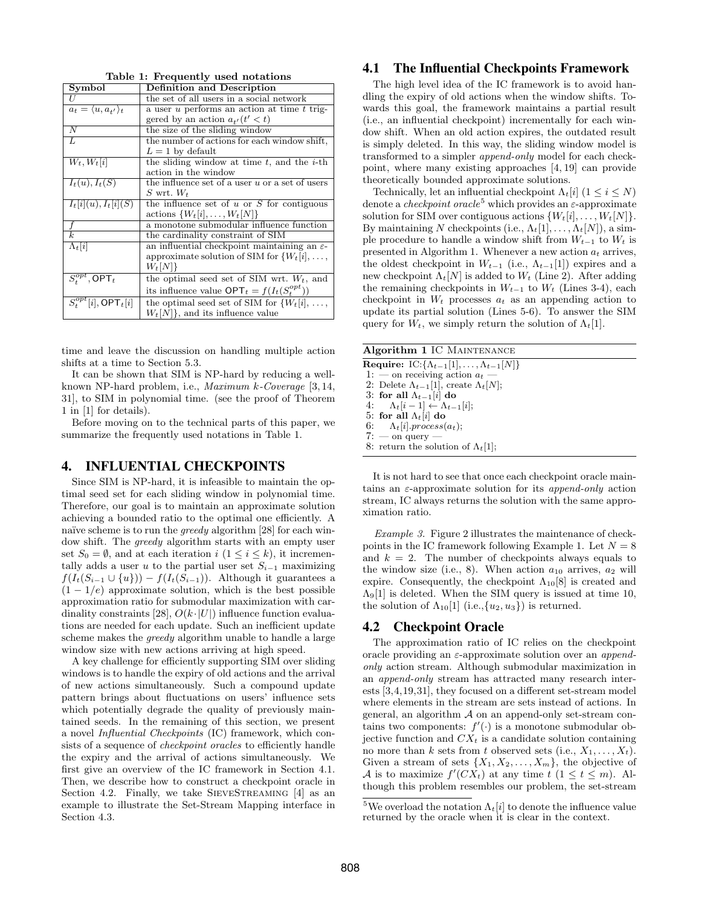**Table 1: Frequently used notations**

| Symbol | Definition and Description |
|---|---|
| $U$ | the set of all users in a social network |
| $a_t = \langle u, a_{t'} \rangle_t$ | a user $u$ performs an action at time $t$ triggered by an action $a_{t'} (t' < t)$ |
| $N$ | the size of the sliding window |
| $L$ | the number of actions for each window shift, $L = 1$ by default |
| $W_t, W_t[i]$ | the sliding window at time $t$, and the $i$-th action in the window |
| $I_t(u), I_t(S)$ | the influence set of a user $u$ or a set of users $S$ wrt. $W_t$ |
| $I_t[i](u), I_t[i](S)$ | the influence set of $u$ or $S$ for contiguous actions $\{W_t[i], \ldots, W_t[N]\}$ |
| $f$ | a monotone submodular influence function |
| $k$ | the cardinality constraint of SIM |
| $\Lambda_t[i]$ | an influential checkpoint maintaining an $\varepsilon$-approximate solution of SIM for $\{W_t[i], \ldots, W_t[N]\}$ |
| $S_t^{opt}, \mathsf{OPT}_t$ | the optimal seed set of SIM wrt. $W_t$, and its influence value $\mathsf{OPT}_t = f(I_t(S_t^{opt}))$ |
| $S_t^{opt}[i], \mathsf{OPT}_t[i]$ | the optimal seed set of SIM for $\{W_t[i], \ldots, W_t[N]\}$, and its influence value |

time and leave the discussion on handling multiple action shifts at a time to Section 5.3.

It can be shown that SIM is NP-hard by reducing a well-known NP-hard problem, i.e., *Maximum k-Coverage* [3, 14, 31], to SIM in polynomial time. (see the proof of Theorem 1 in [1] for details).

Before moving on to the technical parts of this paper, we summarize the frequently used notations in Table 1.

## 4. INFLUENTIAL CHECKPOINTS

Since SIM is NP-hard, it is infeasible to maintain the optimal seed set for each sliding window in polynomial time. Therefore, our goal is to maintain an approximate solution achieving a bounded ratio to the optimal one efficiently. A naïve scheme is to run the *greedy* algorithm [28] for each window shift. The *greedy* algorithm starts with an empty user set $S_0 = \emptyset$, and at each iteration $i$ $(1 \le i \le k)$, it incrementally adds a user $u$ to the partial user set $S_{i-1}$ maximizing $f(I_t(S_{i-1} \cup \{u\})) - f(I_t(S_{i-1}))$. Although it guarantees a $(1 - 1/e)$ approximate solution, which is the best possible approximation ratio for submodular maximization with cardinality constraints [28], $O(k \cdot |U|)$ influence function evaluations are needed for each update. Such an inefficient update scheme makes the *greedy* algorithm unable to handle a large window size with new actions arriving at high speed.

A key challenge for efficiently supporting SIM over sliding windows is to handle the expiry of old actions and the arrival of new actions simultaneously. Such a compound update pattern brings about fluctuations on users' influence sets which potentially degrade the quality of previously maintained seeds. In the remaining of this section, we present a novel *Influential Checkpoints* (IC) framework, which consists of a sequence of *checkpoint oracles* to efficiently handle the expiry and the arrival of actions simultaneously. We first give an overview of the IC framework in Section 4.1. Then, we describe how to construct a checkpoint oracle in Section 4.2. Finally, we take SieveStreaming [4] as an example to illustrate the Set-Stream Mapping interface in Section 4.3.

### 4.1 The Influential Checkpoints Framework

The high level idea of the IC framework is to avoid handling the expiry of old actions when the window shifts. Towards this goal, the framework maintains a partial result (i.e., an influential checkpoint) incrementally for each window shift. When an old action expires, the outdated result is simply deleted. In this way, the sliding window model is transformed to a simpler *append-only* model for each checkpoint, where many existing approaches [4, 19] can provide theoretically bounded approximate solutions.

Technically, let an influential checkpoint $\Lambda_t[i]$ $(1 \le i \le N)$ denote a *checkpoint oracle*[5] which provides an $\varepsilon$-approximate solution for SIM over contiguous actions $\{W_t[i], \ldots, W_t[N]\}$. By maintaining $N$ checkpoints (i.e., $\Lambda_t[1], \ldots, \Lambda_t[N]$), a simple procedure to handle a window shift from $W_{t-1}$ to $W_t$ is presented in Algorithm 1. Whenever a new action $a_t$ arrives, the oldest checkpoint in $W_{t-1}$ (i.e., $\Lambda_{t-1}[1]$) expires and a new checkpoint $\Lambda_t[N]$ is added to $W_t$ (Line 2). After adding the remaining checkpoints in $W_{t-1}$ to $W_t$ (Lines 3-4), each checkpoint in $W_t$ processes $a_t$ as an appending action to update its partial solution (Lines 5-6). To answer the SIM query for $W_t$, we simply return the solution of $\Lambda_t[1]$.

**Algorithm 1** IC Maintenance

```
Require: IC:{Λ_{t-1}[1], ..., Λ_{t-1}[N]}
1: — on receiving action a_t —
2: Delete Λ_{t-1}[1], create Λ_t[N];
3: for all Λ_{t-1}[i] do
4:     Λ_t[i-1] ← Λ_{t-1}[i];
5: for all Λ_t[i] do
6:     Λ_t[i].process(a_t);
7: — on query —
8: return the solution of Λ_t[1];
```

It is not hard to see that once each checkpoint oracle maintains an $\varepsilon$-approximate solution for its *append-only* action stream, IC always returns the solution with the same approximation ratio.

*Example 3.* Figure 2 illustrates the maintenance of checkpoints in the IC framework following Example 1. Let $N = 8$ and $k = 2$. The number of checkpoints always equals to the window size (i.e., 8). When action $a_{10}$ arrives, $a_2$ will expire. Consequently, the checkpoint $\Lambda_{10}[8]$ is created and $\Lambda_9[1]$ is deleted. When the SIM query is issued at time 10, the solution of $\Lambda_{10}[1]$ (i.e.,$\{u_2, u_3\}$) is returned.

### 4.2 Checkpoint Oracle

The approximation ratio of IC relies on the checkpoint oracle providing an $\varepsilon$-approximate solution over an *append-only* action stream. Although submodular maximization in an *append-only* stream has attracted many research interests [3,4,19,31], they focused on a different set-stream model where elements in the stream are sets instead of actions. In general, an algorithm $\mathcal{A}$ on an append-only set-stream contains two components: $f'(\cdot)$ is a monotone submodular objective function and $CX_t$ is a candidate solution containing no more than $k$ sets from $t$ observed sets (i.e., $X_1, \ldots, X_t$). Given a stream of sets $\{X_1, X_2, \ldots, X_m\}$, the objective of $\mathcal{A}$ is to maximize $f'(CX_t)$ at any time $t$ $(1 \le t \le m)$. Although this problem resembles our problem, the set-stream

[5] We overload the notation $\Lambda_t[i]$ to denote the influence value returned by the oracle when it is clear in the context.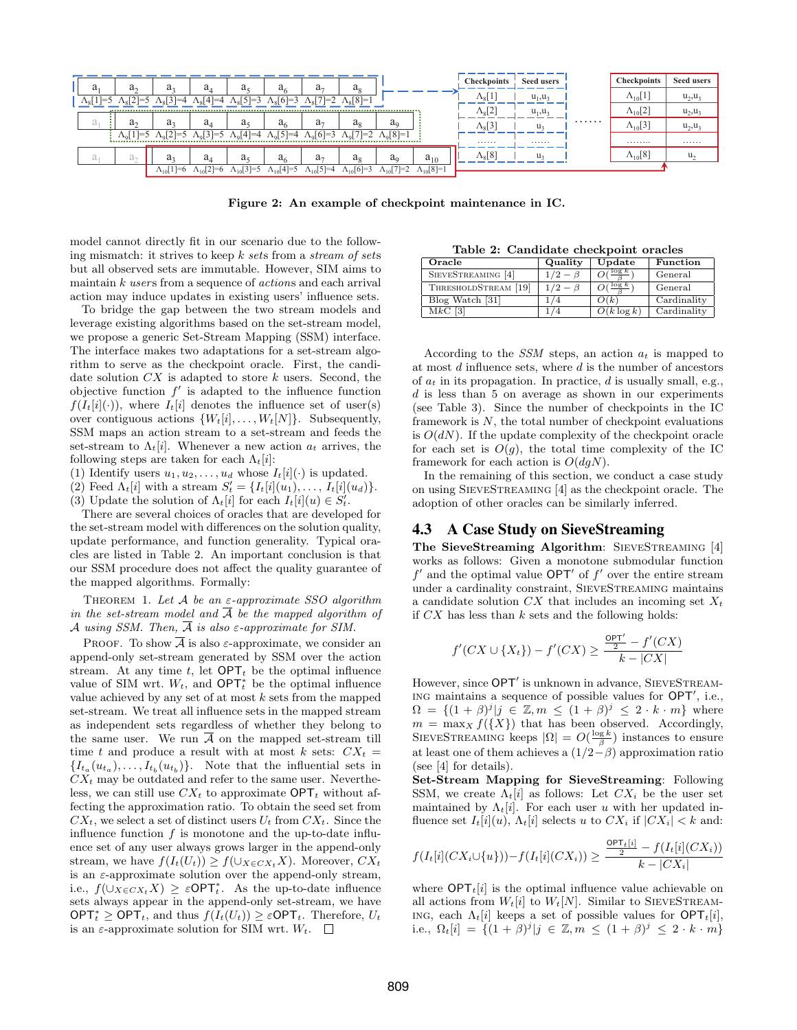Figure 2: An example of checkpoint maintenance in IC.

model cannot directly fit in our scenario due to the following mismatch: it strives to keep $k$ *sets* from a *stream of sets* but all observed sets are immutable. However, SIM aims to maintain $k$ *users* from a sequence of *actions* and each arrival action may induce updates in existing users' influence sets.

To bridge the gap between the two stream models and leverage existing algorithms based on the set-stream model, we propose a generic Set-Stream Mapping (SSM) interface. The interface makes two adaptations for a set-stream algorithm to serve as the checkpoint oracle. First, the candidate solution $CX$ is adapted to store $k$ users. Second, the objective function $f'$ is adapted to the influence function $f(I_t[i](\cdot))$, where $I_t[i]$ denotes the influence set of user(s) over contiguous actions $\{W_t[i], \ldots, W_t[N]\}$. Subsequently, SSM maps an action stream to a set-stream and feeds the set-stream to $\Lambda_t[i]$. Whenever a new action $a_t$ arrives, the following steps are taken for each $\Lambda_t[i]$:

(1) Identify users $u_1, u_2, \ldots, u_d$ whose $I_t[i](\cdot)$ is updated.
(2) Feed $\Lambda_t[i]$ with a stream $S'_t = \{I_t[i](u_1), \ldots, I_t[i](u_d)\}$.
(3) Update the solution of $\Lambda_t[i]$ for each $I_t[i](u) \in S'_t$.

There are several choices of oracles that are developed for the set-stream model with differences on the solution quality, update performance, and function generality. Typical oracles are listed in Table 2. An important conclusion is that our SSM procedure does not affect the quality guarantee of the mapped algorithms. Formally:

Theorem 1. *Let $\mathcal{A}$ be an $\varepsilon$-approximate SSO algorithm in the set-stream model and $\overline{\mathcal{A}}$ be the mapped algorithm of $\mathcal{A}$ using SSM. Then, $\overline{\mathcal{A}}$ is also $\varepsilon$-approximate for SIM.*

Proof. To show $\overline{\mathcal{A}}$ is also $\varepsilon$-approximate, we consider an append-only set-stream generated by SSM over the action stream. At any time $t$, let $\mathsf{OPT}_t$ be the optimal influence value of SIM wrt. $W_t$, and $\mathsf{OPT}^*_t$ be the optimal influence value achieved by any set of at most $k$ sets from the mapped set-stream. We treat all influence sets in the mapped stream as independent sets regardless of whether they belong to the same user. We run $\overline{\mathcal{A}}$ on the mapped set-stream till time $t$ and produce a result with at most $k$ sets: $CX_t = \{I_{t_a}(u_{t_a}), \ldots, I_{t_b}(u_{t_b})\}$. Note that the influential sets in $CX_t$ may be outdated and refer to the same user. Nevertheless, we can still use $CX_t$ to approximate $\mathsf{OPT}_t$ without affecting the approximation ratio. To obtain the seed set from $CX_t$, we select a set of distinct users $U_t$ from $CX_t$. Since the influence function $f$ is monotone and the up-to-date influence set of any user always grows larger in the append-only stream, we have $f(I_t(U_t)) \geq f(\cup_{X \in CX_t} X)$. Moreover, $CX_t$ is an $\varepsilon$-approximate solution over the append-only stream, i.e., $f(\cup_{X \in CX_t} X) \geq \varepsilon \mathsf{OPT}^*_t$. As the up-to-date influence sets always appear in the append-only set-stream, we have $\mathsf{OPT}^*_t \geq \mathsf{OPT}_t$, and thus $f(I_t(U_t)) \geq \varepsilon \mathsf{OPT}_t$. Therefore, $U_t$ is an $\varepsilon$-approximate solution for SIM wrt. $W_t$. □

**Table 2: Candidate checkpoint oracles**

| Oracle | Quality | Update | Function |
|---|---|---|---|
| SieveStreaming [4] | $1/2 - \beta$ | $O(\frac{\log k}{\beta})$ | General |
| ThresholdStream [19] | $1/2 - \beta$ | $O(\frac{\log k}{\beta})$ | General |
| Blog Watch [31] | $1/4$ | $O(k)$ | Cardinality |
| MkC [3] | $1/4$ | $O(k \log k)$ | Cardinality |

According to the *SSM* steps, an action $a_t$ is mapped to at most $d$ influence sets, where $d$ is the number of ancestors of $a_t$ in its propagation. In practice, $d$ is usually small, e.g., $d$ is less than 5 on average as shown in our experiments (see Table 3). Since the number of checkpoints in the IC framework is $N$, the total number of checkpoint evaluations is $O(dN)$. If the update complexity of the checkpoint oracle for each set is $O(g)$, the total time complexity of the IC framework for each action is $O(dgN)$.

In the remaining of this section, we conduct a case study on using SieveStreaming [4] as the checkpoint oracle. The adoption of other oracles can be similarly inferred.

## 4.3 A Case Study on SieveStreaming

**The SieveStreaming Algorithm**: SieveStreaming [4] works as follows: Given a monotone submodular function $f'$ and the optimal value $\mathsf{OPT}'$ of $f'$ over the entire stream under a cardinality constraint, SieveStreaming maintains a candidate solution $CX$ that includes an incoming set $X_t$ if $CX$ has less than $k$ sets and the following holds:

$$f'(CX \cup \{X_t\}) - f'(CX) \geq \frac{\frac{\mathsf{OPT}'}{2} - f'(CX)}{k - |CX|}$$

However, since $\mathsf{OPT}'$ is unknown in advance, SieveStreaming maintains a sequence of possible values for $\mathsf{OPT}'$, i.e., $\Omega = \{(1+\beta)^j | j \in \mathbb{Z}, m \leq (1+\beta)^j \leq 2 \cdot k \cdot m\}$ where $m = \max_X f(\{X\})$ that has been observed. Accordingly, SieveStreaming keeps $|\Omega| = O(\frac{\log k}{\beta})$ instances to ensure at least one of them achieves a $(1/2 - \beta)$ approximation ratio (see [4] for details).

**Set-Stream Mapping for SieveStreaming**: Following SSM, we create $\Lambda_t[i]$ as follows: Let $CX_i$ be the user set maintained by $\Lambda_t[i]$. For each user $u$ with her updated influence set $I_t[i](u)$, $\Lambda_t[i]$ selects $u$ to $CX_i$ if $|CX_i| < k$ and:

$$f(I_t[i](CX_i \cup \{u\})) - f(I_t[i](CX_i)) \geq \frac{\frac{\mathsf{OPT}_t[i]}{2} - f(I_t[i](CX_i))}{k - |CX_i|}$$

where $\mathsf{OPT}_t[i]$ is the optimal influence value achievable on all actions from $W_t[i]$ to $W_t[N]$. Similar to SieveStreaming, each $\Lambda_t[i]$ keeps a set of possible values for $\mathsf{OPT}_t[i]$, i.e., $\Omega_t[i] = \{(1+\beta)^j | j \in \mathbb{Z}, m \leq (1+\beta)^j \leq 2 \cdot k \cdot m\}$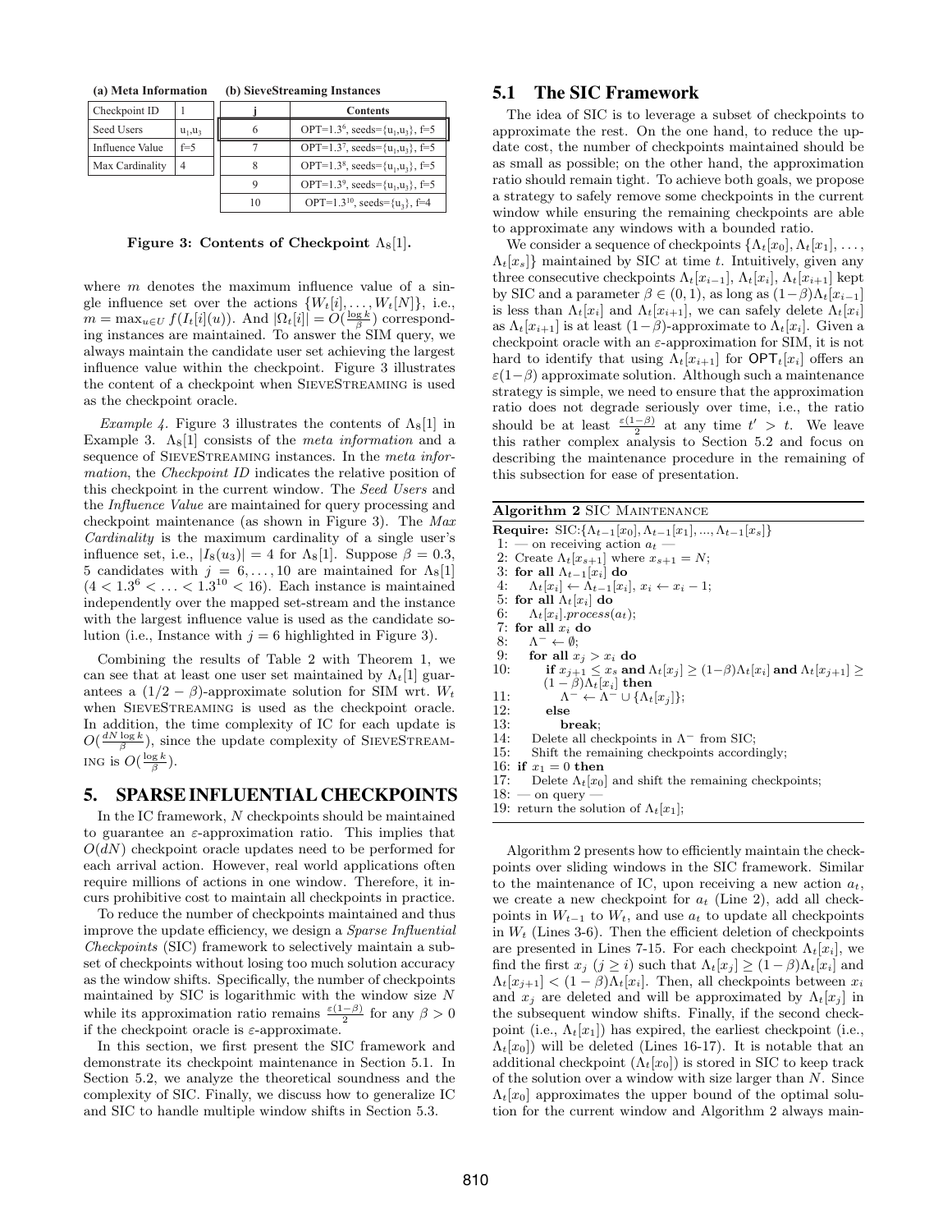**(a) Meta Information**

| Checkpoint ID | 1 |
|---|---|
| Seed Users | $u_1,u_3$ |
| Influence Value | f=5 |
| Max Cardinality | 4 |

**(b) SieveStreaming Instances**

| j | Contents |
|---|---|
| 6 | OPT=$1.3^6$, seeds={$u_1$,$u_3$}, f=5 |
| 7 | OPT=$1.3^7$, seeds={$u_1$,$u_3$}, f=5 |
| 8 | OPT=$1.3^8$, seeds={$u_1$,$u_3$}, f=5 |
| 9 | OPT=$1.3^9$, seeds={$u_1$,$u_3$}, f=5 |
| 10 | OPT=$1.3^{10}$, seeds={$u_3$}, f=4 |

**Figure 3: Contents of Checkpoint $\Lambda_8[1]$.**

where $m$ denotes the maximum influence value of a single influence set over the actions $\{W_t[i], \ldots, W_t[N]\}$, i.e., $m = \max_{u \in U} f(I_t[i](u))$. And $|\Omega_t[i]| = O(\frac{\log k}{\beta})$ corresponding instances are maintained. To answer the SIM query, we always maintain the candidate user set achieving the largest influence value within the checkpoint. Figure 3 illustrates the content of a checkpoint when SieveStreaming is used as the checkpoint oracle.

*Example 4.* Figure 3 illustrates the contents of $\Lambda_8[1]$ in Example 3. $\Lambda_8[1]$ consists of the *meta information* and a sequence of SieveStreaming instances. In the *meta information*, the *Checkpoint ID* indicates the relative position of this checkpoint in the current window. The *Seed Users* and the *Influence Value* are maintained for query processing and checkpoint maintenance (as shown in Figure 3). The *Max Cardinality* is the maximum cardinality of a single user's influence set, i.e., $|I_8(u_3)| = 4$ for $\Lambda_8[1]$. Suppose $\beta = 0.3$, 5 candidates with $j = 6, \ldots, 10$ are maintained for $\Lambda_8[1]$ $(4 < 1.3^6 < \ldots < 1.3^{10} < 16)$. Each instance is maintained independently over the mapped set-stream and the instance with the largest influence value is used as the candidate solution (i.e., Instance with $j = 6$ highlighted in Figure 3).

Combining the results of Table 2 with Theorem 1, we can see that at least one user set maintained by $\Lambda_t[1]$ guarantees a $(1/2 - \beta)$-approximate solution for SIM wrt. $W_t$ when SieveStreaming is used as the checkpoint oracle. In addition, the time complexity of IC for each update is $O(\frac{dN \log k}{\beta})$, since the update complexity of SieveStreaming is $O(\frac{\log k}{\beta})$.

## 5. SPARSE INFLUENTIAL CHECKPOINTS

In the IC framework, $N$ checkpoints should be maintained to guarantee an $\varepsilon$-approximation ratio. This implies that $O(dN)$ checkpoint oracle updates need to be performed for each arrival action. However, real world applications often require millions of actions in one window. Therefore, it incurs prohibitive cost to maintain all checkpoints in practice.

To reduce the number of checkpoints maintained and thus improve the update efficiency, we design a *Sparse Influential Checkpoints* (SIC) framework to selectively maintain a subset of checkpoints without losing too much solution accuracy as the window shifts. Specifically, the number of checkpoints maintained by SIC is logarithmic with the window size $N$ while its approximation ratio remains $\frac{\varepsilon(1-\beta)}{2}$ for any $\beta > 0$ if the checkpoint oracle is $\varepsilon$-approximate.

In this section, we first present the SIC framework and demonstrate its checkpoint maintenance in Section 5.1. In Section 5.2, we analyze the theoretical soundness and the complexity of SIC. Finally, we discuss how to generalize IC and SIC to handle multiple window shifts in Section 5.3.

### 5.1 The SIC Framework

The idea of SIC is to leverage a subset of checkpoints to approximate the rest. On the one hand, to reduce the update cost, the number of checkpoints maintained should be as small as possible; on the other hand, the approximation ratio should remain tight. To achieve both goals, we propose a strategy to safely remove some checkpoints in the current window while ensuring the remaining checkpoints are able to approximate any windows with a bounded ratio.

We consider a sequence of checkpoints $\{\Lambda_t[x_0], \Lambda_t[x_1], \ldots, \Lambda_t[x_s]\}$ maintained by SIC at time $t$. Intuitively, given any three consecutive checkpoints $\Lambda_t[x_{i-1}]$, $\Lambda_t[x_i]$, $\Lambda_t[x_{i+1}]$ kept by SIC and a parameter $\beta \in (0, 1)$, as long as $(1-\beta)\Lambda_t[x_{i-1}]$ is less than $\Lambda_t[x_i]$ and $\Lambda_t[x_{i+1}]$, we can safely delete $\Lambda_t[x_i]$ as $\Lambda_t[x_{i+1}]$ is at least $(1-\beta)$-approximate to $\Lambda_t[x_i]$. Given a checkpoint oracle with an $\varepsilon$-approximation for SIM, it is not hard to identify that using $\Lambda_t[x_{i+1}]$ for $\mathsf{OPT}_t[x_i]$ offers an $\varepsilon(1-\beta)$ approximate solution. Although such a maintenance strategy is simple, we need to ensure that the approximation ratio does not degrade seriously over time, i.e., the ratio should be at least $\frac{\varepsilon(1-\beta)}{2}$ at any time $t' > t$. We leave this rather complex analysis to Section 5.2 and focus on describing the maintenance procedure in the remaining of this subsection for ease of presentation.

**Algorithm 2** SIC Maintenance

```
Require: SIC:{Λ_{t-1}[x_0], Λ_{t-1}[x_1], ..., Λ_{t-1}[x_s]}
 1: — on receiving action a_t —
 2: Create Λ_t[x_{s+1}] where x_{s+1} = N;
 3: for all Λ_{t-1}[x_i] do
 4:     Λ_t[x_i] ← Λ_{t-1}[x_i], x_i ← x_i − 1;
 5: for all Λ_t[x_i] do
 6:     Λ_t[x_i].process(a_t);
 7: for all x_i do
 8:     Λ^- ← ∅;
 9:     for all x_j > x_i do
10:         if x_{j+1} ≤ x_s and Λ_t[x_j] ≥ (1−β)Λ_t[x_i] and Λ_t[x_{j+1}] ≥
            (1 − β)Λ_t[x_i] then
11:             Λ^- ← Λ^- ∪ {Λ_t[x_j]};
12:         else
13:             break;
14:     Delete all checkpoints in Λ^- from SIC;
15:     Shift the remaining checkpoints accordingly;
16: if x_1 = 0 then
17:     Delete Λ_t[x_0] and shift the remaining checkpoints;
18: — on query —
19: return the solution of Λ_t[x_1];
```

Algorithm 2 presents how to efficiently maintain the checkpoints over sliding windows in the SIC framework. Similar to the maintenance of IC, upon receiving a new action $a_t$, we create a new checkpoint for $a_t$ (Line 2), add all checkpoints in $W_{t-1}$ to $W_t$, and use $a_t$ to update all checkpoints in $W_t$ (Lines 3-6). Then the efficient deletion of checkpoints are presented in Lines 7-15. For each checkpoint $\Lambda_t[x_i]$, we find the first $x_j$ $(j \geq i)$ such that $\Lambda_t[x_j] \geq (1-\beta)\Lambda_t[x_i]$ and $\Lambda_t[x_{j+1}] < (1-\beta)\Lambda_t[x_i]$. Then, all checkpoints between $x_i$ and $x_j$ are deleted and will be approximated by $\Lambda_t[x_j]$ in the subsequent window shifts. Finally, if the second checkpoint (i.e., $\Lambda_t[x_1]$) has expired, the earliest checkpoint (i.e., $\Lambda_t[x_0]$) will be deleted (Lines 16-17). It is notable that an additional checkpoint ($\Lambda_t[x_0]$) is stored in SIC to keep track of the solution over a window with size larger than $N$. Since $\Lambda_t[x_0]$ approximates the upper bound of the optimal solution for the current window and Algorithm 2 always main-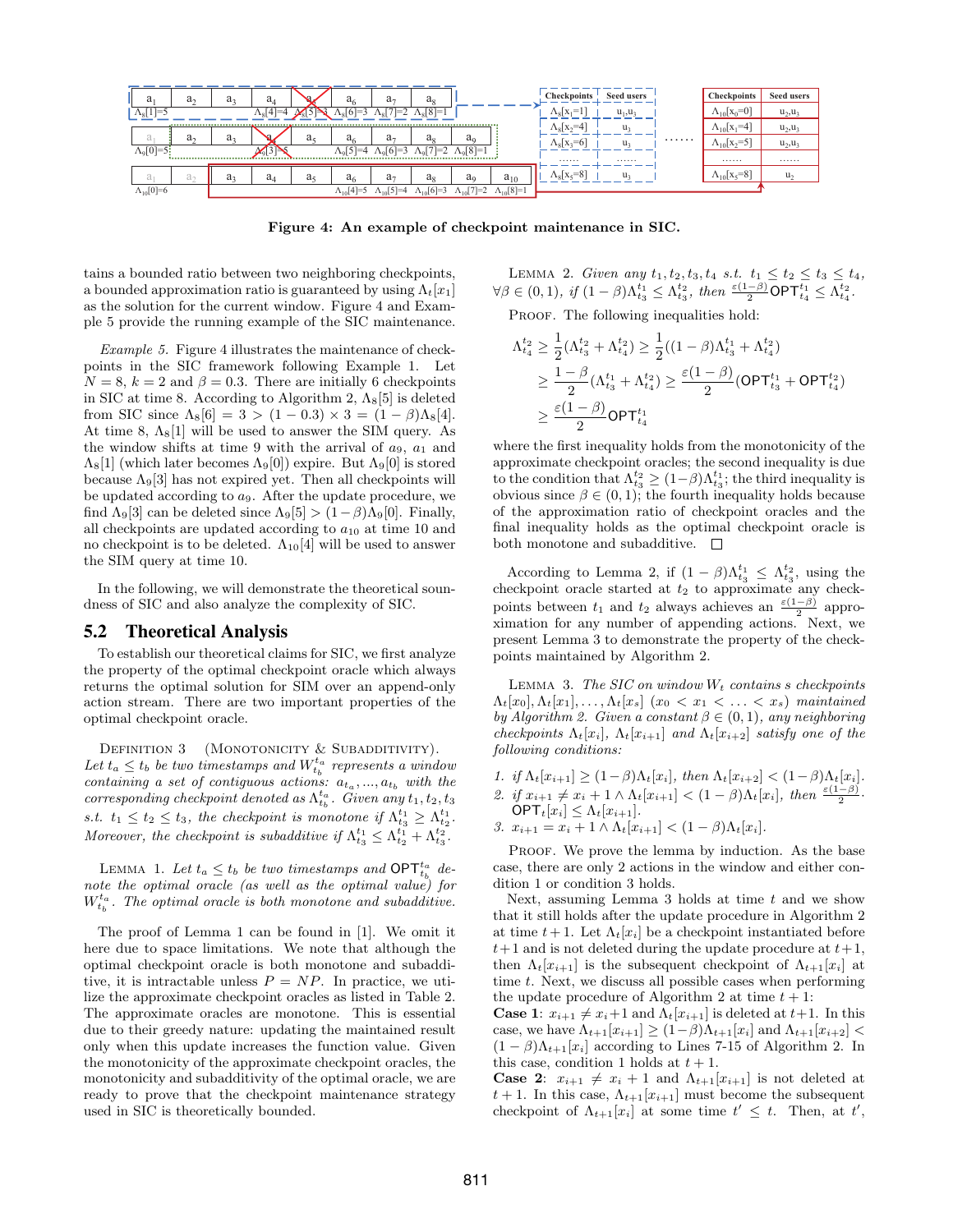Figure 4: An example of checkpoint maintenance in SIC.

tains a bounded ratio between two neighboring checkpoints, a bounded approximation ratio is guaranteed by using $\Lambda_t[x_1]$ as the solution for the current window. Figure 4 and Example 5 provide the running example of the SIC maintenance.

*Example 5.* Figure 4 illustrates the maintenance of checkpoints in the SIC framework following Example 1. Let $N = 8$, $k = 2$ and $\beta = 0.3$. There are initially 6 checkpoints in SIC at time 8. According to Algorithm 2, $\Lambda_8[5]$ is deleted from SIC since $\Lambda_8[6] = 3 > (1 - 0.3) \times 3 = (1 - \beta)\Lambda_8[4]$. At time 8, $\Lambda_8[1]$ will be used to answer the SIM query. As the window shifts at time 9 with the arrival of $a_9$, $a_1$ and $\Lambda_8[1]$ (which later becomes $\Lambda_9[0]$) expire. But $\Lambda_9[0]$ is stored because $\Lambda_9[3]$ has not expired yet. Then all checkpoints will be updated according to $a_9$. After the update procedure, we find $\Lambda_9[3]$ can be deleted since $\Lambda_9[5] > (1-\beta)\Lambda_9[0]$. Finally, all checkpoints are updated according to $a_{10}$ at time 10 and no checkpoint is to be deleted. $\Lambda_{10}[4]$ will be used to answer the SIM query at time 10.

In the following, we will demonstrate the theoretical soundness of SIC and also analyze the complexity of SIC.

## 5.2 Theoretical Analysis

To establish our theoretical claims for SIC, we first analyze the property of the optimal checkpoint oracle which always returns the optimal solution for SIM over an append-only action stream. There are two important properties of the optimal checkpoint oracle.

DEFINITION 3 (MONOTONICITY & SUBADDITIVITY). *Let $t_a \le t_b$ be two timestamps and $W_{t_b}^{t_a}$ represents a window containing a set of contiguous actions: $a_{t_a}, ..., a_{t_b}$ with the corresponding checkpoint denoted as $\Lambda_{t_b}^{t_a}$. Given any $t_1, t_2, t_3$ s.t. $t_1 \le t_2 \le t_3$, the checkpoint is monotone if $\Lambda_{t_3}^{t_1} \ge \Lambda_{t_2}^{t_1}$. Moreover, the checkpoint is subadditive if $\Lambda_{t_3}^{t_1} \le \Lambda_{t_2}^{t_1} + \Lambda_{t_3}^{t_2}$.*

LEMMA 1. *Let $t_a \le t_b$ be two timestamps and $\mathsf{OPT}_{t_b}^{t_a}$ denote the optimal oracle (as well as the optimal value) for $W_{t_b}^{t_a}$. The optimal oracle is both monotone and subadditive.*

The proof of Lemma 1 can be found in [1]. We omit it here due to space limitations. We note that although the optimal checkpoint oracle is both monotone and subadditive, it is intractable unless $P = NP$. In practice, we utilize the approximate checkpoint oracles as listed in Table 2. The approximate oracles are monotone. This is essential due to their greedy nature: updating the maintained result only when this update increases the function value. Given the monotonicity of the approximate checkpoint oracles, the monotonicity and subadditivity of the optimal oracle, we are ready to prove that the checkpoint maintenance strategy used in SIC is theoretically bounded.

LEMMA 2. *Given any $t_1, t_2, t_3, t_4$ s.t. $t_1 \le t_2 \le t_3 \le t_4$, $\forall \beta \in (0, 1)$, if $(1-\beta)\Lambda_{t_3}^{t_1} \le \Lambda_{t_3}^{t_2}$, then $\frac{\varepsilon(1-\beta)}{2}\mathsf{OPT}_{t_4}^{t_1} \le \Lambda_{t_4}^{t_2}$.*

PROOF. The following inequalities hold:

$$
\begin{aligned}
\Lambda_{t_4}^{t_2} &\ge \frac{1}{2}(\Lambda_{t_3}^{t_2} + \Lambda_{t_4}^{t_2}) \ge \frac{1}{2}((1-\beta)\Lambda_{t_3}^{t_1} + \Lambda_{t_4}^{t_2}) \\
&\ge \frac{1-\beta}{2}(\Lambda_{t_3}^{t_1} + \Lambda_{t_4}^{t_2}) \ge \frac{\varepsilon(1-\beta)}{2}(\mathsf{OPT}_{t_3}^{t_1} + \mathsf{OPT}_{t_4}^{t_2}) \\
&\ge \frac{\varepsilon(1-\beta)}{2}\mathsf{OPT}_{t_4}^{t_1}
\end{aligned}
$$

where the first inequality holds from the monotonicity of the approximate checkpoint oracles; the second inequality is due to the condition that $\Lambda_{t_3}^{t_2} \ge (1-\beta)\Lambda_{t_3}^{t_1}$; the third inequality is obvious since $\beta \in (0, 1)$; the fourth inequality holds because of the approximation ratio of checkpoint oracles and the final inequality holds as the optimal checkpoint oracle is both monotone and subadditive. □

According to Lemma 2, if $(1-\beta)\Lambda_{t_3}^{t_1} \le \Lambda_{t_3}^{t_2}$, using the checkpoint oracle started at $t_2$ to approximate any checkpoints between $t_1$ and $t_2$ always achieves an $\frac{\varepsilon(1-\beta)}{2}$ approximation for any number of appending actions. Next, we present Lemma 3 to demonstrate the property of the checkpoints maintained by Algorithm 2.

LEMMA 3. *The SIC on window $W_t$ contains $s$ checkpoints $\Lambda_t[x_0], \Lambda_t[x_1], \ldots, \Lambda_t[x_s]$ ($x_0 < x_1 < \ldots < x_s$) maintained by Algorithm 2. Given a constant $\beta \in (0, 1)$, any neighboring checkpoints $\Lambda_t[x_i]$, $\Lambda_t[x_{i+1}]$ and $\Lambda_t[x_{i+2}]$ satisfy one of the following conditions:*

1. *if $\Lambda_t[x_{i+1}] \ge (1-\beta)\Lambda_t[x_i]$, then $\Lambda_t[x_{i+2}] < (1-\beta)\Lambda_t[x_i]$.*
2. *if $x_{i+1} \ne x_i + 1 \wedge \Lambda_t[x_{i+1}] < (1-\beta)\Lambda_t[x_i]$, then $\frac{\varepsilon(1-\beta)}{2} \cdot \mathsf{OPT}_t[x_i] \le \Lambda_t[x_{i+1}]$.*
3. *$x_{i+1} = x_i + 1 \wedge \Lambda_t[x_{i+1}] < (1-\beta)\Lambda_t[x_i]$.*

PROOF. We prove the lemma by induction. As the base case, there are only 2 actions in the window and either condition 1 or condition 3 holds.

Next, assuming Lemma 3 holds at time $t$ and we show that it still holds after the update procedure in Algorithm 2 at time $t+1$. Let $\Lambda_t[x_i]$ be a checkpoint instantiated before $t+1$ and is not deleted during the update procedure at $t+1$, then $\Lambda_t[x_{i+1}]$ is the subsequent checkpoint of $\Lambda_{t+1}[x_i]$ at time $t$. Next, we discuss all possible cases when performing the update procedure of Algorithm 2 at time $t+1$:

**Case 1**: $x_{i+1} \ne x_i + 1$ and $\Lambda_t[x_{i+1}]$ is deleted at $t+1$. In this case, we have $\Lambda_{t+1}[x_{i+1}] \ge (1-\beta)\Lambda_{t+1}[x_i]$ and $\Lambda_{t+1}[x_{i+2}] < (1-\beta)\Lambda_{t+1}[x_i]$ according to Lines 7-15 of Algorithm 2. In this case, condition 1 holds at $t+1$.

**Case 2**: $x_{i+1} \ne x_i + 1$ and $\Lambda_{t+1}[x_{i+1}]$ is not deleted at $t+1$. In this case, $\Lambda_{t+1}[x_{i+1}]$ must become the subsequent checkpoint of $\Lambda_{t+1}[x_i]$ at some time $t' \le t$. Then, at $t'$,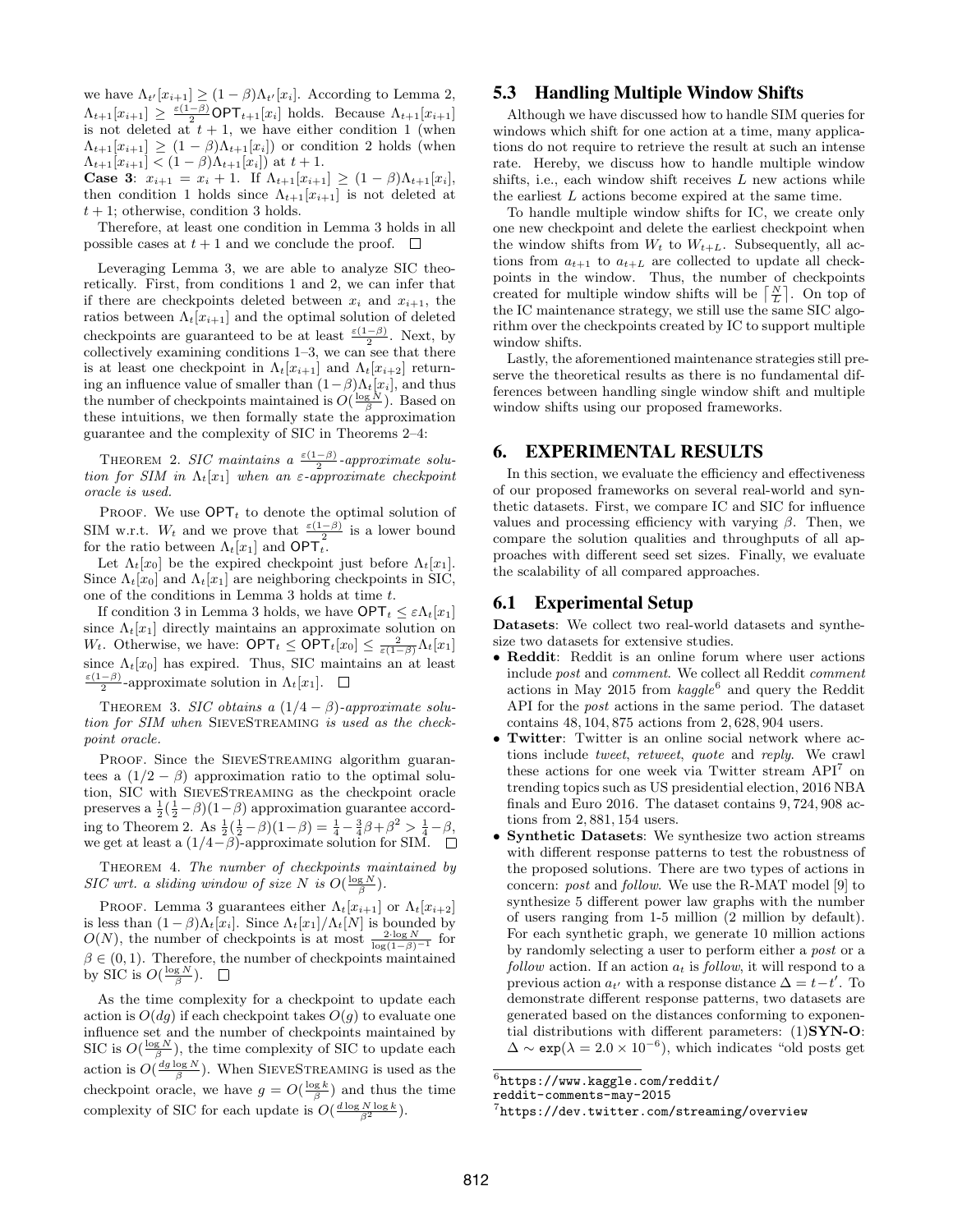we have $\Lambda_{t'}[x_{i+1}] \geq (1-\beta)\Lambda_{t'}[x_i]$. According to Lemma 2, $\Lambda_{t+1}[x_{i+1}] \geq \frac{\varepsilon(1-\beta)}{2}\mathsf{OPT}_{t+1}[x_i]$ holds. Because $\Lambda_{t+1}[x_{i+1}]$ is not deleted at $t+1$, we have either condition 1 (when $\Lambda_{t+1}[x_{i+1}] \geq (1-\beta)\Lambda_{t+1}[x_i]$) or condition 2 holds (when $\Lambda_{t+1}[x_{i+1}] < (1-\beta)\Lambda_{t+1}[x_i]$) at $t+1$.

**Case 3**: $x_{i+1} = x_i + 1$. If $\Lambda_{t+1}[x_{i+1}] \geq (1-\beta)\Lambda_{t+1}[x_i]$, then condition 1 holds since $\Lambda_{t+1}[x_{i+1}]$ is not deleted at $t+1$; otherwise, condition 3 holds.

Therefore, at least one condition in Lemma 3 holds in all possible cases at $t+1$ and we conclude the proof. □

Leveraging Lemma 3, we are able to analyze SIC theoretically. First, from conditions 1 and 2, we can infer that if there are checkpoints deleted between $x_i$ and $x_{i+1}$, the ratios between $\Lambda_t[x_{i+1}]$ and the optimal solution of deleted checkpoints are guaranteed to be at least $\frac{\varepsilon(1-\beta)}{2}$. Next, by collectively examining conditions 1–3, we can see that there is at least one checkpoint in $\Lambda_t[x_{i+1}]$ and $\Lambda_t[x_{i+2}]$ returning an influence value of smaller than $(1-\beta)\Lambda_t[x_i]$, and thus the number of checkpoints maintained is $O(\frac{\log N}{\beta})$. Based on these intuitions, we then formally state the approximation guarantee and the complexity of SIC in Theorems 2–4:

THEOREM 2. *SIC maintains a $\frac{\varepsilon(1-\beta)}{2}$-approximate solution for SIM in $\Lambda_t[x_1]$ when an $\varepsilon$-approximate checkpoint oracle is used.*

PROOF. We use $\mathsf{OPT}_t$ to denote the optimal solution of SIM w.r.t. $W_t$ and we prove that $\frac{\varepsilon(1-\beta)}{2}$ is a lower bound for the ratio between $\Lambda_t[x_1]$ and $\mathsf{OPT}_t$.

Let $\Lambda_t[x_0]$ be the expired checkpoint just before $\Lambda_t[x_1]$. Since $\Lambda_t[x_0]$ and $\Lambda_t[x_1]$ are neighboring checkpoints in SIC, one of the conditions in Lemma 3 holds at time $t$.

If condition 3 in Lemma 3 holds, we have $\mathsf{OPT}_t \leq \varepsilon\Lambda_t[x_1]$ since $\Lambda_t[x_1]$ directly maintains an approximate solution on $W_t$. Otherwise, we have: $\mathsf{OPT}_t \leq \mathsf{OPT}_t[x_0] \leq \frac{2}{\varepsilon(1-\beta)}\Lambda_t[x_1]$ since $\Lambda_t[x_0]$ has expired. Thus, SIC maintains an at least $\frac{\varepsilon(1-\beta)}{2}$-approximate solution in $\Lambda_t[x_1]$. □

THEOREM 3. *SIC obtains a $(1/4-\beta)$-approximate solution for SIM when* SieveStreaming *is used as the checkpoint oracle.*

PROOF. Since the SieveStreaming algorithm guarantees a $(1/2-\beta)$ approximation ratio to the optimal solution, SIC with SieveStreaming as the checkpoint oracle preserves a $\frac{1}{2}(\frac{1}{2}-\beta)(1-\beta)$ approximation guarantee according to Theorem 2. As $\frac{1}{2}(\frac{1}{2}-\beta)(1-\beta) = \frac{1}{4} - \frac{3}{4}\beta + \beta^2 > \frac{1}{4} - \beta$, we get at least a $(1/4-\beta)$-approximate solution for SIM. □

THEOREM 4. *The number of checkpoints maintained by SIC wrt. a sliding window of size $N$ is $O(\frac{\log N}{\beta})$.*

PROOF. Lemma 3 guarantees either $\Lambda_t[x_{i+1}]$ or $\Lambda_t[x_{i+2}]$ is less than $(1-\beta)\Lambda_t[x_i]$. Since $\Lambda_t[x_1]/\Lambda_t[N]$ is bounded by $O(N)$, the number of checkpoints is at most $\frac{2 \cdot \log N}{\log(1-\beta)^{-1}}$ for $\beta \in (0,1)$. Therefore, the number of checkpoints maintained by SIC is $O(\frac{\log N}{\beta})$. □

As the time complexity for a checkpoint to update each action is $O(dg)$ if each checkpoint takes $O(g)$ to evaluate one influence set and the number of checkpoints maintained by SIC is $O(\frac{\log N}{\beta})$, the time complexity of SIC to update each action is $O(\frac{dg \log N}{\beta})$. When SieveStreaming is used as the checkpoint oracle, we have $g = O(\frac{\log k}{\beta})$ and thus the time complexity of SIC for each update is $O(\frac{d \log N \log k}{\beta^2})$.

## 5.3 Handling Multiple Window Shifts

Although we have discussed how to handle SIM queries for windows which shift for one action at a time, many applications do not require to retrieve the result at such an intense rate. Hereby, we discuss how to handle multiple window shifts, i.e., each window shift receives $L$ new actions while the earliest $L$ actions become expired at the same time.

To handle multiple window shifts for IC, we create only one new checkpoint and delete the earliest checkpoint when the window shifts from $W_t$ to $W_{t+L}$. Subsequently, all actions from $a_{t+1}$ to $a_{t+L}$ are collected to update all checkpoints in the window. Thus, the number of checkpoints created for multiple window shifts will be $\lceil \frac{N}{L} \rceil$. On top of the IC maintenance strategy, we still use the same SIC algorithm over the checkpoints created by IC to support multiple window shifts.

Lastly, the aforementioned maintenance strategies still preserve the theoretical results as there is no fundamental differences between handling single window shift and multiple window shifts using our proposed frameworks.

# 6. EXPERIMENTAL RESULTS

In this section, we evaluate the efficiency and effectiveness of our proposed frameworks on several real-world and synthetic datasets. First, we compare IC and SIC for influence values and processing efficiency with varying $\beta$. Then, we compare the solution qualities and throughputs of all approaches with different seed set sizes. Finally, we evaluate the scalability of all compared approaches.

## 6.1 Experimental Setup

**Datasets**: We collect two real-world datasets and synthesize two datasets for extensive studies.

- **Reddit**: Reddit is an online forum where user actions include *post* and *comment*. We collect all Reddit *comment* actions in May 2015 from *kaggle*[6] and query the Reddit API for the *post* actions in the same period. The dataset contains 48,104,875 actions from 2,628,904 users.
- **Twitter**: Twitter is an online social network where actions include *tweet*, *retweet*, *quote* and *reply*. We crawl these actions for one week via Twitter stream API[7] on trending topics such as US presidential election, 2016 NBA finals and Euro 2016. The dataset contains 9,724,908 actions from 2,881,154 users.
- **Synthetic Datasets**: We synthesize two action streams with different response patterns to test the robustness of the proposed solutions. There are two types of actions in concern: *post* and *follow*. We use the R-MAT model [9] to synthesize 5 different power law graphs with the number of users ranging from 1-5 million (2 million by default). For each synthetic graph, we generate 10 million actions by randomly selecting a user to perform either a *post* or a *follow* action. If an action $a_t$ is *follow*, it will respond to a previous action $a_{t'}$ with a response distance $\Delta = t - t'$. To demonstrate different response patterns, two datasets are generated based on the distances conforming to exponential distributions with different parameters: (1)**SYN-O**: $\Delta \sim \texttt{exp}(\lambda = 2.0 \times 10^{-6})$, which indicates "old posts get

[6] `https://www.kaggle.com/reddit/reddit-comments-may-2015`

[7] `https://dev.twitter.com/streaming/overview`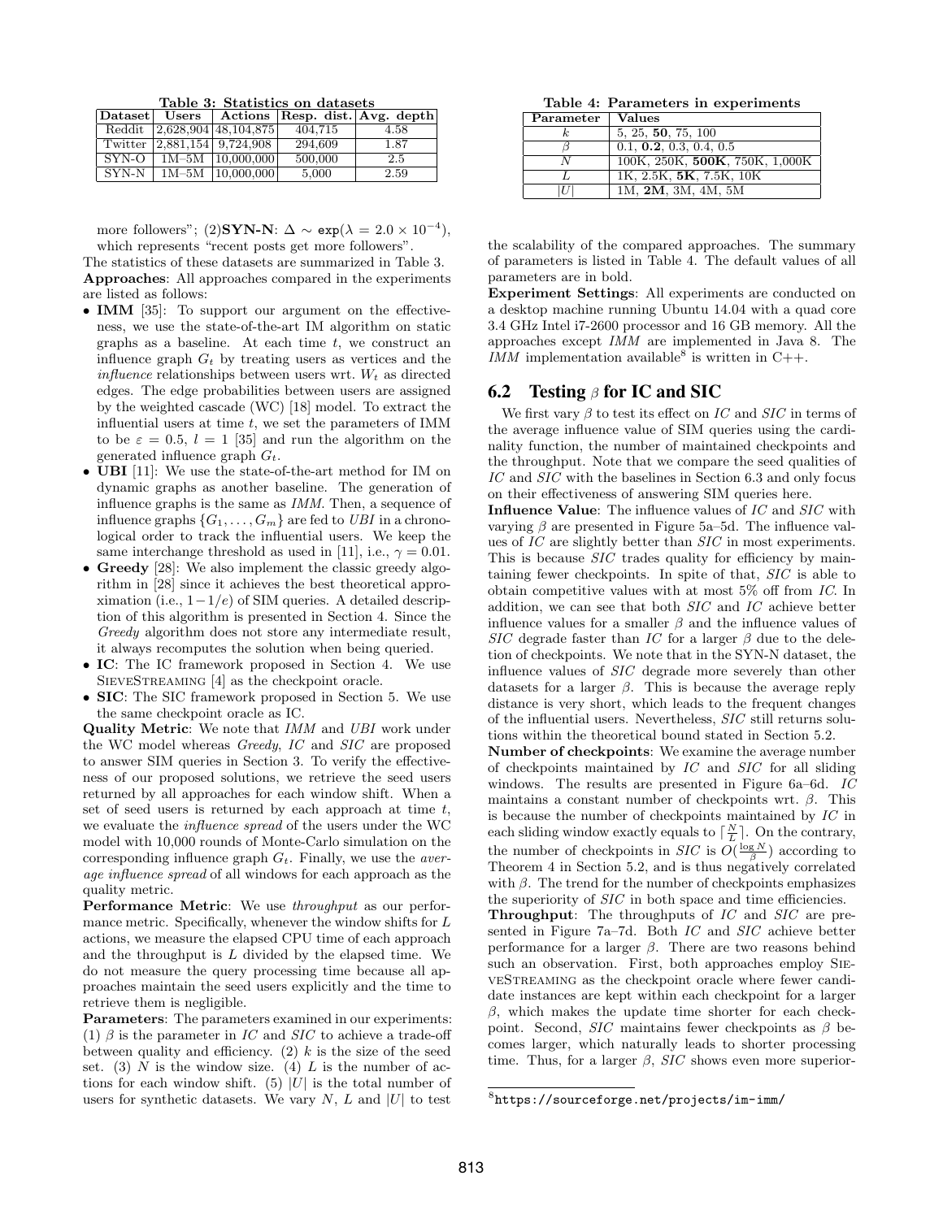Table 3: Statistics on datasets

| Dataset | Users | Actions | Resp. dist. | Avg. depth |
|---|---|---|---|---|
| Reddit | 2,628,904 | 48,104,875 | 404,715 | 4.58 |
| Twitter | 2,881,154 | 9,724,908 | 294,609 | 1.87 |
| SYN-O | 1M–5M | 10,000,000 | 500,000 | 2.5 |
| SYN-N | 1M–5M | 10,000,000 | 5,000 | 2.59 |

more followers"; (2)**SYN-N**: $\Delta \sim \texttt{exp}(\lambda = 2.0 \times 10^{-4})$, which represents "recent posts get more followers".

The statistics of these datasets are summarized in Table 3.

**Approaches**: All approaches compared in the experiments are listed as follows:

- **IMM** [35]: To support our argument on the effectiveness, we use the state-of-the-art IM algorithm on static graphs as a baseline. At each time $t$, we construct an influence graph $G_t$ by treating users as vertices and the *influence* relationships between users wrt. $W_t$ as directed edges. The edge probabilities between users are assigned by the weighted cascade (WC) [18] model. To extract the influential users at time $t$, we set the parameters of IMM to be $\varepsilon = 0.5$, $l = 1$ [35] and run the algorithm on the generated influence graph $G_t$.
- **UBI** [11]: We use the state-of-the-art method for IM on dynamic graphs as another baseline. The generation of influence graphs is the same as *IMM*. Then, a sequence of influence graphs $\{G_1, \ldots, G_m\}$ are fed to *UBI* in a chronological order to track the influential users. We keep the same interchange threshold as used in [11], i.e., $\gamma = 0.01$.
- **Greedy** [28]: We also implement the classic greedy algorithm in [28] since it achieves the best theoretical approximation (i.e., $1-1/e$) of SIM queries. A detailed description of this algorithm is presented in Section 4. Since the *Greedy* algorithm does not store any intermediate result, it always recomputes the solution when being queried.
- **IC**: The IC framework proposed in Section 4. We use SieveStreaming [4] as the checkpoint oracle.
- **SIC**: The SIC framework proposed in Section 5. We use the same checkpoint oracle as IC.

**Quality Metric**: We note that *IMM* and *UBI* work under the WC model whereas *Greedy*, *IC* and *SIC* are proposed to answer SIM queries in Section 3. To verify the effectiveness of our proposed solutions, we retrieve the seed users returned by all approaches for each window shift. When a set of seed users is returned by each approach at time $t$, we evaluate the *influence spread* of the users under the WC model with 10,000 rounds of Monte-Carlo simulation on the corresponding influence graph $G_t$. Finally, we use the *average influence spread* of all windows for each approach as the quality metric.

**Performance Metric**: We use *throughput* as our performance metric. Specifically, whenever the window shifts for $L$ actions, we measure the elapsed CPU time of each approach and the throughput is $L$ divided by the elapsed time. We do not measure the query processing time because all approaches maintain the seed users explicitly and the time to retrieve them is negligible.

**Parameters**: The parameters examined in our experiments: (1) $\beta$ is the parameter in *IC* and *SIC* to achieve a trade-off between quality and efficiency. (2) $k$ is the size of the seed set. (3) $N$ is the window size. (4) $L$ is the number of actions for each window shift. (5) $|U|$ is the total number of users for synthetic datasets. We vary $N$, $L$ and $|U|$ to test the scalability of the compared approaches. The summary of parameters is listed in Table 4. The default values of all parameters are in bold.

Table 4: Parameters in experiments

| Parameter | Values |
|---|---|
| $k$ | 5, 25, **50**, 75, 100 |
| $\beta$ | 0.1, **0.2**, 0.3, 0.4, 0.5 |
| $N$ | 100K, 250K, **500K**, 750K, 1,000K |
| $L$ | 1K, 2.5K, **5K**, 7.5K, 10K |
| $\|U\|$ | 1M, **2M**, 3M, 4M, 5M |

**Experiment Settings**: All experiments are conducted on a desktop machine running Ubuntu 14.04 with a quad core 3.4 GHz Intel i7-2600 processor and 16 GB memory. All the approaches except *IMM* are implemented in Java 8. The *IMM* implementation available[8] is written in C++.

## 6.2 Testing $\beta$ for IC and SIC

We first vary $\beta$ to test its effect on *IC* and *SIC* in terms of the average influence value of SIM queries using the cardinality function, the number of maintained checkpoints and the throughput. Note that we compare the seed qualities of *IC* and *SIC* with the baselines in Section 6.3 and only focus on their effectiveness of answering SIM queries here.

**Influence Value**: The influence values of *IC* and *SIC* with varying $\beta$ are presented in Figure 5a–5d. The influence values of *IC* are slightly better than *SIC* in most experiments. This is because *SIC* trades quality for efficiency by maintaining fewer checkpoints. In spite of that, *SIC* is able to obtain competitive values with at most 5% off from *IC*. In addition, we can see that both *SIC* and *IC* achieve better influence values for a smaller $\beta$ and the influence values of *SIC* degrade faster than *IC* for a larger $\beta$ due to the deletion of checkpoints. We note that in the SYN-N dataset, the influence values of *SIC* degrade more severely than other datasets for a larger $\beta$. This is because the average reply distance is very short, which leads to the frequent changes of the influential users. Nevertheless, *SIC* still returns solutions within the theoretical bound stated in Section 5.2.

**Number of checkpoints**: We examine the average number of checkpoints maintained by *IC* and *SIC* for all sliding windows. The results are presented in Figure 6a–6d. *IC* maintains a constant number of checkpoints wrt. $\beta$. This is because the number of checkpoints maintained by *IC* in each sliding window exactly equals to $\lceil \frac{N}{L} \rceil$. On the contrary, the number of checkpoints in *SIC* is $O(\frac{\log N}{\beta})$ according to Theorem 4 in Section 5.2, and is thus negatively correlated with $\beta$. The trend for the number of checkpoints emphasizes the superiority of *SIC* in both space and time efficiencies.

**Throughput**: The throughputs of *IC* and *SIC* are presented in Figure 7a–7d. Both *IC* and *SIC* achieve better performance for a larger $\beta$. There are two reasons behind such an observation. First, both approaches employ SieveStreaming as the checkpoint oracle where fewer candidate instances are kept within each checkpoint for a larger $\beta$, which makes the update time shorter for each checkpoint. Second, *SIC* maintains fewer checkpoints as $\beta$ becomes larger, which naturally leads to shorter processing time. Thus, for a larger $\beta$, *SIC* shows even more superior-

[8] https://sourceforge.net/projects/im-imm/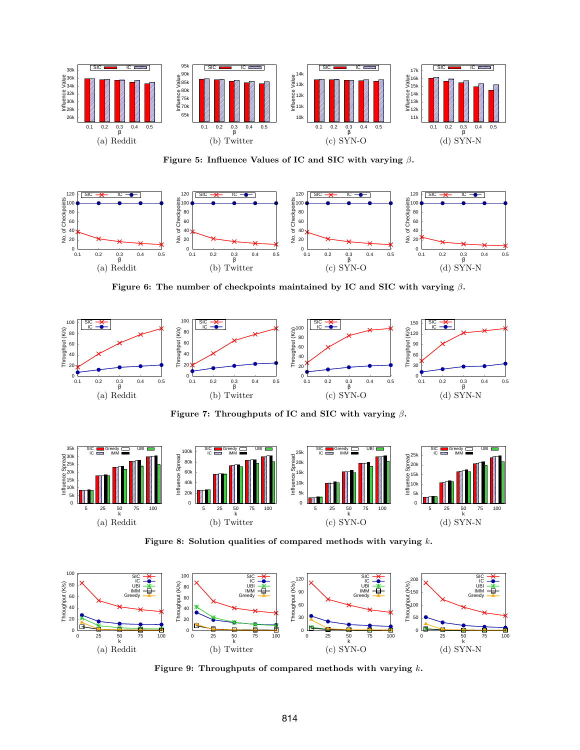(a) Reddit (b) Twitter (c) SYN-O (d) SYN-N

**Figure 5: Influence Values of IC and SIC with varying $\beta$.**

(a) Reddit (b) Twitter (c) SYN-O (d) SYN-N

**Figure 6: The number of checkpoints maintained by IC and SIC with varying $\beta$.**

(a) Reddit (b) Twitter (c) SYN-O (d) SYN-N

**Figure 7: Throughputs of IC and SIC with varying $\beta$.**

(a) Reddit (b) Twitter (c) SYN-O (d) SYN-N

**Figure 8: Solution qualities of compared methods with varying $k$.**

(a) Reddit (b) Twitter (c) SYN-O (d) SYN-N

**Figure 9: Throughputs of compared methods with varying $k$.**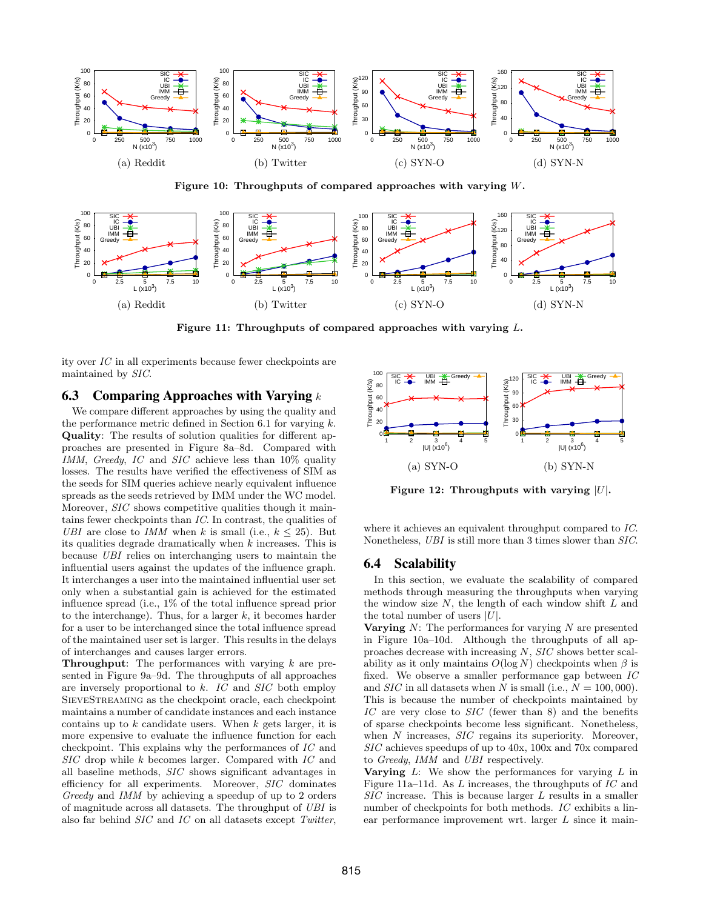(a) Reddit (b) Twitter (c) SYN-O (d) SYN-N

**Figure 10: Throughputs of compared approaches with varying $W$.**

(a) Reddit (b) Twitter (c) SYN-O (d) SYN-N

**Figure 11: Throughputs of compared approaches with varying $L$.**

ity over *IC* in all experiments because fewer checkpoints are maintained by *SIC*.

## 6.3 Comparing Approaches with Varying $k$

We compare different approaches by using the quality and the performance metric defined in Section 6.1 for varying $k$.
**Quality**: The results of solution qualities for different approaches are presented in Figure 8a–8d. Compared with *IMM*, *Greedy*, *IC* and *SIC* achieve less than 10% quality losses. The results have verified the effectiveness of SIM as the seeds for SIM queries achieve nearly equivalent influence spreads as the seeds retrieved by IMM under the WC model. Moreover, *SIC* shows competitive qualities though it maintains fewer checkpoints than *IC*. In contrast, the qualities of *UBI* are close to *IMM* when $k$ is small (i.e., $k \leq 25$). But its qualities degrade dramatically when $k$ increases. This is because *UBI* relies on interchanging users to maintain the influential users against the updates of the influence graph. It interchanges a user into the maintained influential user set only when a substantial gain is achieved for the estimated influence spread (i.e., 1% of the total influence spread prior to the interchange). Thus, for a larger $k$, it becomes harder for a user to be interchanged since the total influence spread of the maintained user set is larger. This results in the delays of interchanges and causes larger errors.
**Throughput**: The performances with varying $k$ are presented in Figure 9a–9d. The throughputs of all approaches are inversely proportional to $k$. *IC* and *SIC* both employ SieveStreaming as the checkpoint oracle, each checkpoint maintains a number of candidate instances and each instance contains up to $k$ candidate users. When $k$ gets larger, it is more expensive to evaluate the influence function for each checkpoint. This explains why the performances of *IC* and *SIC* drop while $k$ becomes larger. Compared with *IC* and all baseline methods, *SIC* shows significant advantages in efficiency for all experiments. Moreover, *SIC* dominates *Greedy* and *IMM* by achieving a speedup of up to 2 orders of magnitude across all datasets. The throughput of *UBI* is also far behind *SIC* and *IC* on all datasets except *Twitter*, where it achieves an equivalent throughput compared to *IC*. Nonetheless, *UBI* is still more than 3 times slower than *SIC*.

(a) SYN-O (b) SYN-N

**Figure 12: Throughputs with varying $|U|$.**

## 6.4 Scalability

In this section, we evaluate the scalability of compared methods through measuring the throughputs when varying the window size $N$, the length of each window shift $L$ and the total number of users $|U|$.
**Varying $N$**: The performances for varying $N$ are presented in Figure 10a–10d. Although the throughputs of all approaches decrease with increasing $N$, *SIC* shows better scalability as it only maintains $O(\log N)$ checkpoints when $\beta$ is fixed. We observe a smaller performance gap between *IC* and *SIC* in all datasets when $N$ is small (i.e., $N = 100,000$). This is because the number of checkpoints maintained by *IC* are very close to *SIC* (fewer than 8) and the benefits of sparse checkpoints become less significant. Nonetheless, when $N$ increases, *SIC* regains its superiority. Moreover, *SIC* achieves speedups of up to 40x, 100x and 70x compared to *Greedy*, *IMM* and *UBI* respectively.
**Varying $L$**: We show the performances for varying $L$ in Figure 11a–11d. As $L$ increases, the throughputs of *IC* and *SIC* increase. This is because larger $L$ results in a smaller number of checkpoints for both methods. *IC* exhibits a linear performance improvement wrt. larger $L$ since it main-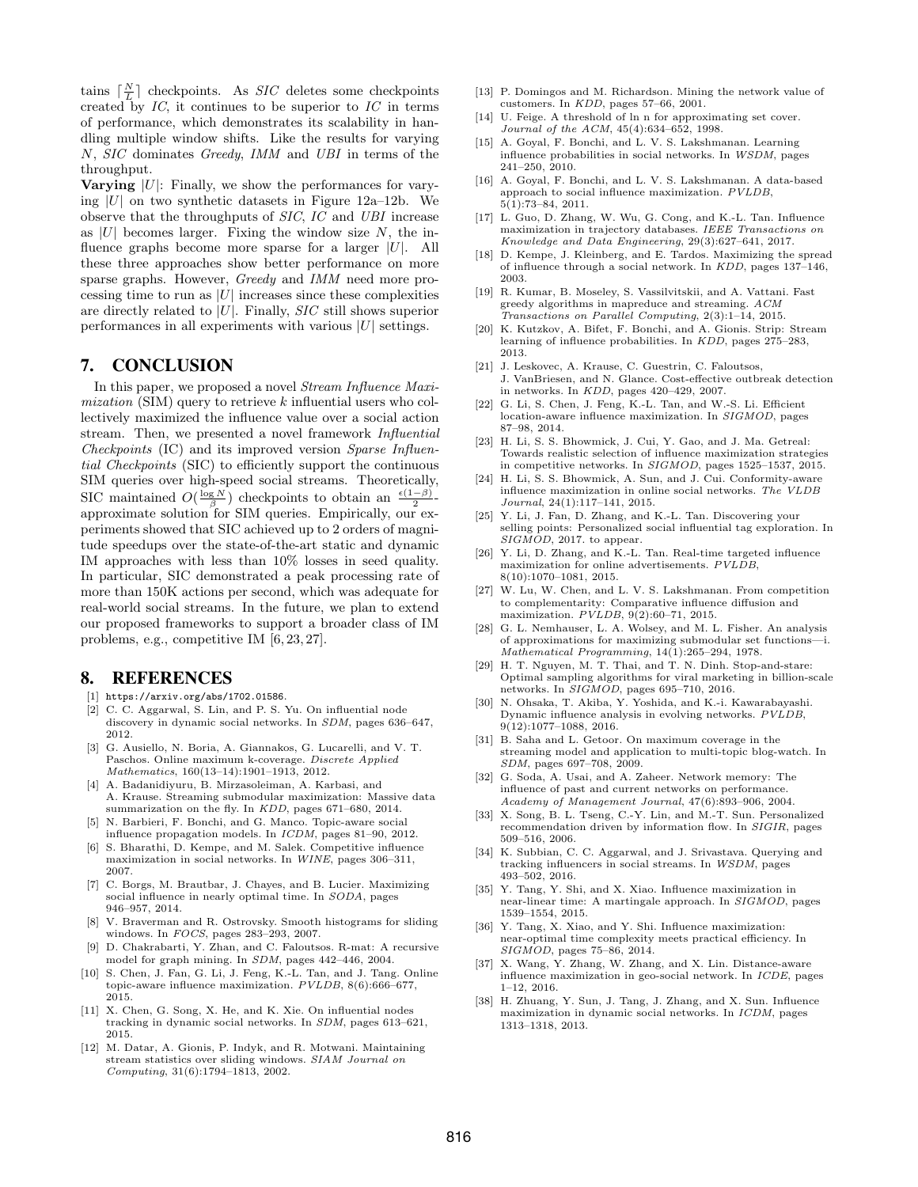tains $\lceil \frac{N}{L} \rceil$ checkpoints. As *SIC* deletes some checkpoints created by *IC*, it continues to be superior to *IC* in terms of performance, which demonstrates its scalability in handling multiple window shifts. Like the results for varying $N$, *SIC* dominates *Greedy*, *IMM* and *UBI* in terms of the throughput.

**Varying** $|U|$: Finally, we show the performances for varying $|U|$ on two synthetic datasets in Figure 12a–12b. We observe that the throughputs of *SIC*, *IC* and *UBI* increase as $|U|$ becomes larger. Fixing the window size $N$, the influence graphs become more sparse for a larger $|U|$. All these three approaches show better performance on more sparse graphs. However, *Greedy* and *IMM* need more processing time to run as $|U|$ increases since these complexities are directly related to $|U|$. Finally, *SIC* still shows superior performances in all experiments with various $|U|$ settings.

## 7. CONCLUSION

In this paper, we proposed a novel *Stream Influence Maximization* (SIM) query to retrieve $k$ influential users who collectively maximized the influence value over a social action stream. Then, we presented a novel framework *Influential Checkpoints* (IC) and its improved version *Sparse Influential Checkpoints* (SIC) to efficiently support the continuous SIM queries over high-speed social streams. Theoretically, SIC maintained $O(\frac{\log N}{\beta})$ checkpoints to obtain an $\frac{\epsilon(1-\beta)}{2}$-approximate solution for SIM queries. Empirically, our experiments showed that SIC achieved up to 2 orders of magnitude speedups over the state-of-the-art static and dynamic IM approaches with less than 10% losses in seed quality. In particular, SIC demonstrated a peak processing rate of more than 150K actions per second, which was adequate for real-world social streams. In the future, we plan to extend our proposed frameworks to support a broader class of IM problems, e.g., competitive IM [6, 23, 27].

## 8. REFERENCES

[1] https://arxiv.org/abs/1702.01586.

[2] C. C. Aggarwal, S. Lin, and P. S. Yu. On influential node discovery in dynamic social networks. In *SDM*, pages 636–647, 2012.

[3] G. Ausiello, N. Boria, A. Giannakos, G. Lucarelli, and V. T. Paschos. Online maximum k-coverage. *Discrete Applied Mathematics*, 160(13–14):1901–1913, 2012.

[4] A. Badanidiyuru, B. Mirzasoleiman, A. Karbasi, and A. Krause. Streaming submodular maximization: Massive data summarization on the fly. In *KDD*, pages 671–680, 2014.

[5] N. Barbieri, F. Bonchi, and G. Manco. Topic-aware social influence propagation models. In *ICDM*, pages 81–90, 2012.

[6] S. Bharathi, D. Kempe, and M. Salek. Competitive influence maximization in social networks. In *WINE*, pages 306–311, 2007.

[7] C. Borgs, M. Brautbar, J. Chayes, and B. Lucier. Maximizing social influence in nearly optimal time. In *SODA*, pages 946–957, 2014.

[8] V. Braverman and R. Ostrovsky. Smooth histograms for sliding windows. In *FOCS*, pages 283–293, 2007.

[9] D. Chakrabarti, Y. Zhan, and C. Faloutsos. R-mat: A recursive model for graph mining. In *SDM*, pages 442–446, 2004.

[10] S. Chen, J. Fan, G. Li, J. Feng, K.-L. Tan, and J. Tang. Online topic-aware influence maximization. *PVLDB*, 8(6):666–677, 2015.

[11] X. Chen, G. Song, X. He, and K. Xie. On influential nodes tracking in dynamic social networks. In *SDM*, pages 613–621, 2015.

[12] M. Datar, A. Gionis, P. Indyk, and R. Motwani. Maintaining stream statistics over sliding windows. *SIAM Journal on Computing*, 31(6):1794–1813, 2002.

[13] P. Domingos and M. Richardson. Mining the network value of customers. In *KDD*, pages 57–66, 2001.

[14] U. Feige. A threshold of ln n for approximating set cover. *Journal of the ACM*, 45(4):634–652, 1998.

[15] A. Goyal, F. Bonchi, and L. V. S. Lakshmanan. Learning influence probabilities in social networks. In *WSDM*, pages 241–250, 2010.

[16] A. Goyal, F. Bonchi, and L. V. S. Lakshmanan. A data-based approach to social influence maximization. *PVLDB*, 5(1):73–84, 2011.

[17] L. Guo, D. Zhang, W. Wu, G. Cong, and K.-L. Tan. Influence maximization in trajectory databases. *IEEE Transactions on Knowledge and Data Engineering*, 29(3):627–641, 2017.

[18] D. Kempe, J. Kleinberg, and E. Tardos. Maximizing the spread of influence through a social network. In *KDD*, pages 137–146, 2003.

[19] R. Kumar, B. Moseley, S. Vassilvitskii, and A. Vattani. Fast greedy algorithms in mapreduce and streaming. *ACM Transactions on Parallel Computing*, 2(3):1–14, 2015.

[20] K. Kutzkov, A. Bifet, F. Bonchi, and A. Gionis. Strip: Stream learning of influence probabilities. In *KDD*, pages 275–283, 2013.

[21] J. Leskovec, A. Krause, C. Guestrin, C. Faloutsos, J. VanBriesen, and N. Glance. Cost-effective outbreak detection in networks. In *KDD*, pages 420–429, 2007.

[22] G. Li, S. Chen, J. Feng, K.-L. Tan, and W.-S. Li. Efficient location-aware influence maximization. In *SIGMOD*, pages 87–98, 2014.

[23] H. Li, S. S. Bhowmick, J. Cui, Y. Gao, and J. Ma. Getreal: Towards realistic selection of influence maximization strategies in competitive networks. In *SIGMOD*, pages 1525–1537, 2015.

[24] H. Li, S. S. Bhowmick, A. Sun, and J. Cui. Conformity-aware influence maximization in online social networks. *The VLDB Journal*, 24(1):117–141, 2015.

[25] Y. Li, J. Fan, D. Zhang, and K.-L. Tan. Discovering your selling points: Personalized social influential tag exploration. In *SIGMOD*, 2017. to appear.

[26] Y. Li, D. Zhang, and K.-L. Tan. Real-time targeted influence maximization for online advertisements. *PVLDB*, 8(10):1070–1081, 2015.

[27] W. Lu, W. Chen, and L. V. S. Lakshmanan. From competition to complementarity: Comparative influence diffusion and maximization. *PVLDB*, 9(2):60–71, 2015.

[28] G. L. Nemhauser, L. A. Wolsey, and M. L. Fisher. An analysis of approximations for maximizing submodular set functions—i. *Mathematical Programming*, 14(1):265–294, 1978.

[29] H. T. Nguyen, M. T. Thai, and T. N. Dinh. Stop-and-stare: Optimal sampling algorithms for viral marketing in billion-scale networks. In *SIGMOD*, pages 695–710, 2016.

[30] N. Ohsaka, T. Akiba, Y. Yoshida, and K.-i. Kawarabayashi. Dynamic influence analysis in evolving networks. *PVLDB*, 9(12):1077–1088, 2016.

[31] B. Saha and L. Getoor. On maximum coverage in the streaming model and application to multi-topic blog-watch. In *SDM*, pages 697–708, 2009.

[32] G. Soda, A. Usai, and A. Zaheer. Network memory: The influence of past and current networks on performance. *Academy of Management Journal*, 47(6):893–906, 2004.

[33] X. Song, B. L. Tseng, C.-Y. Lin, and M.-T. Sun. Personalized recommendation driven by information flow. In *SIGIR*, pages 509–516, 2006.

[34] K. Subbian, C. C. Aggarwal, and J. Srivastava. Querying and tracking influencers in social streams. In *WSDM*, pages 493–502, 2016.

[35] Y. Tang, Y. Shi, and X. Xiao. Influence maximization in near-linear time: A martingale approach. In *SIGMOD*, pages 1539–1554, 2015.

[36] Y. Tang, X. Xiao, and Y. Shi. Influence maximization: near-optimal time complexity meets practical efficiency. In *SIGMOD*, pages 75–86, 2014.

[37] X. Wang, Y. Zhang, W. Zhang, and X. Lin. Distance-aware influence maximization in geo-social network. In *ICDE*, pages 1–12, 2016.

[38] H. Zhuang, Y. Sun, J. Tang, J. Zhang, and X. Sun. Influence maximization in dynamic social networks. In *ICDM*, pages 1313–1318, 2013.